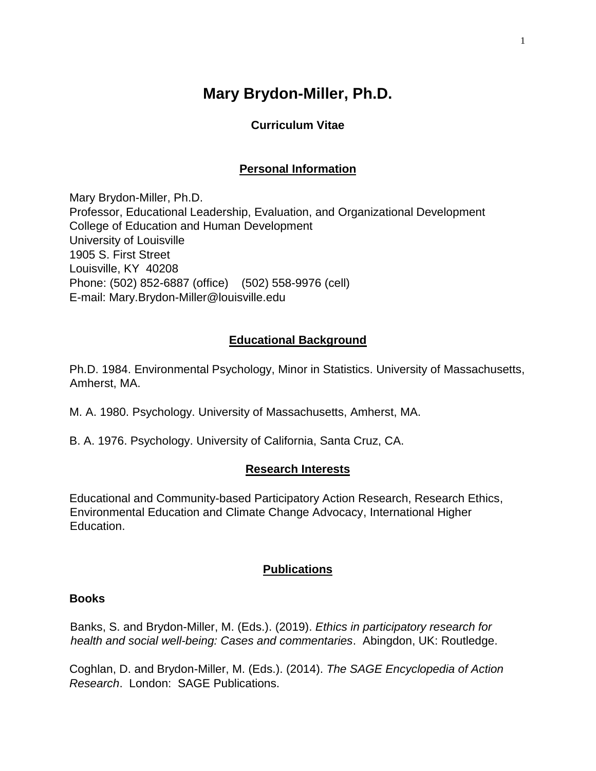# Mary Brydon-Miller, Ph.D.

### Curriculum Vitae

## Personal Information

Mary Brydon-Miller, Ph.D.
Professor, Educational Leadership, Evaluation, and Organizational Development
College of Education and Human Development
University of Louisville
1905 S. First Street
Louisville, KY 40208
Phone: (502) 852-6887 (office) (502) 558-9976 (cell)
E-mail: Mary.Brydon-Miller@louisville.edu

## Educational Background

Ph.D. 1984. Environmental Psychology, Minor in Statistics. University of Massachusetts, Amherst, MA.

M. A. 1980. Psychology. University of Massachusetts, Amherst, MA.

B. A. 1976. Psychology. University of California, Santa Cruz, CA.

## Research Interests

Educational and Community-based Participatory Action Research, Research Ethics, Environmental Education and Climate Change Advocacy, International Higher Education.

## Publications

### Books

Banks, S. and Brydon-Miller, M. (Eds.). (2019). *Ethics in participatory research for health and social well-being: Cases and commentaries*. Abingdon, UK: Routledge.

Coghlan, D. and Brydon-Miller, M. (Eds.). (2014). *The SAGE Encyclopedia of Action Research*. London: SAGE Publications.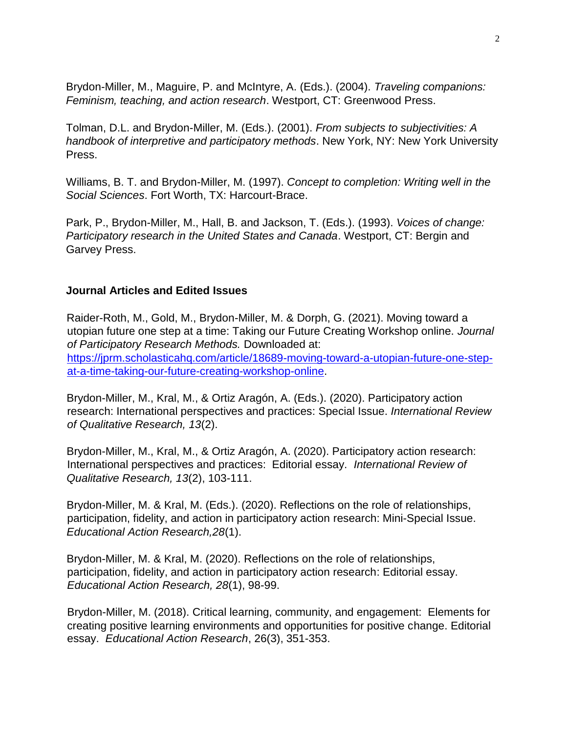Brydon-Miller, M., Maguire, P. and McIntyre, A. (Eds.). (2004). *Traveling companions: Feminism, teaching, and action research*. Westport, CT: Greenwood Press.

Tolman, D.L. and Brydon-Miller, M. (Eds.). (2001). *From subjects to subjectivities: A handbook of interpretive and participatory methods*. New York, NY: New York University Press.

Williams, B. T. and Brydon-Miller, M. (1997). *Concept to completion: Writing well in the Social Sciences*. Fort Worth, TX: Harcourt-Brace.

Park, P., Brydon-Miller, M., Hall, B. and Jackson, T. (Eds.). (1993). *Voices of change: Participatory research in the United States and Canada*. Westport, CT: Bergin and Garvey Press.

**Journal Articles and Edited Issues**

Raider-Roth, M., Gold, M., Brydon-Miller, M. & Dorph, G. (2021). Moving toward a utopian future one step at a time: Taking our Future Creating Workshop online. *Journal of Participatory Research Methods.* Downloaded at: [https://jprm.scholasticahq.com/article/18689-moving-toward-a-utopian-future-one-step-at-a-time-taking-our-future-creating-workshop-online](https://jprm.scholasticahq.com/article/18689-moving-toward-a-utopian-future-one-step-at-a-time-taking-our-future-creating-workshop-online).

Brydon-Miller, M., Kral, M., & Ortiz Aragón, A. (Eds.). (2020). Participatory action research: International perspectives and practices: Special Issue. *International Review of Qualitative Research, 13*(2).

Brydon-Miller, M., Kral, M., & Ortiz Aragón, A. (2020). Participatory action research: International perspectives and practices: Editorial essay. *International Review of Qualitative Research, 13*(2), 103-111.

Brydon-Miller, M. & Kral, M. (Eds.). (2020). Reflections on the role of relationships, participation, fidelity, and action in participatory action research: Mini-Special Issue. *Educational Action Research,28*(1).

Brydon-Miller, M. & Kral, M. (2020). Reflections on the role of relationships, participation, fidelity, and action in participatory action research: Editorial essay. *Educational Action Research, 28*(1), 98-99.

Brydon-Miller, M. (2018). Critical learning, community, and engagement: Elements for creating positive learning environments and opportunities for positive change. Editorial essay. *Educational Action Research*, 26(3), 351-353.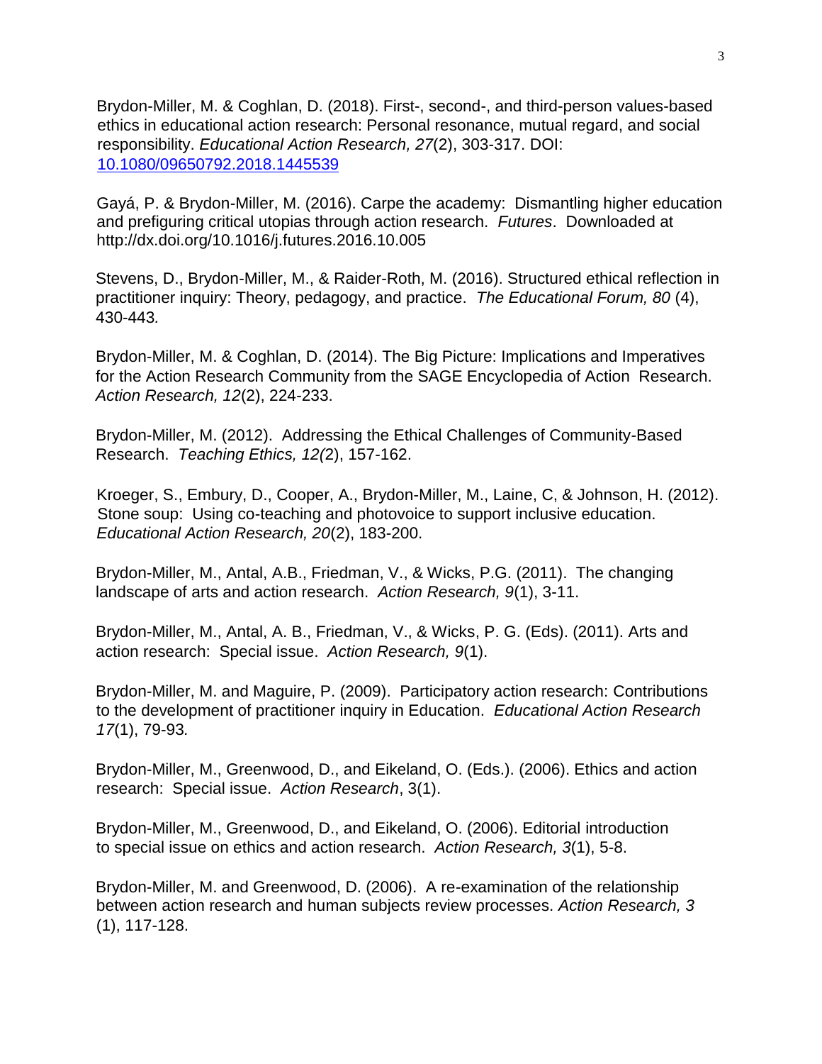Brydon-Miller, M. & Coghlan, D. (2018). First-, second-, and third-person values-based ethics in educational action research: Personal resonance, mutual regard, and social responsibility. *Educational Action Research, 27*(2), 303-317. DOI: [10.1080/09650792.2018.1445539](https://doi.org/10.1080/09650792.2018.1445539)

Gayá, P. & Brydon-Miller, M. (2016). Carpe the academy: Dismantling higher education and prefiguring critical utopias through action research. *Futures*. Downloaded at http://dx.doi.org/10.1016/j.futures.2016.10.005

Stevens, D., Brydon-Miller, M., & Raider-Roth, M. (2016). Structured ethical reflection in practitioner inquiry: Theory, pedagogy, and practice. *The Educational Forum, 80* (4), 430-443*.*

Brydon-Miller, M. & Coghlan, D. (2014). The Big Picture: Implications and Imperatives for the Action Research Community from the SAGE Encyclopedia of Action Research. *Action Research, 12*(2), 224-233.

Brydon-Miller, M. (2012). Addressing the Ethical Challenges of Community-Based Research. *Teaching Ethics, 12(*2), 157-162.

Kroeger, S., Embury, D., Cooper, A., Brydon-Miller, M., Laine, C, & Johnson, H. (2012). Stone soup: Using co-teaching and photovoice to support inclusive education. *Educational Action Research, 20*(2), 183-200.

Brydon-Miller, M., Antal, A.B., Friedman, V., & Wicks, P.G. (2011). The changing landscape of arts and action research. *Action Research, 9*(1), 3-11.

Brydon-Miller, M., Antal, A. B., Friedman, V., & Wicks, P. G. (Eds). (2011). Arts and action research: Special issue. *Action Research, 9*(1).

Brydon-Miller, M. and Maguire, P. (2009). Participatory action research: Contributions to the development of practitioner inquiry in Education. *Educational Action Research 17*(1), 79-93*.*

Brydon-Miller, M., Greenwood, D., and Eikeland, O. (Eds.). (2006). Ethics and action research: Special issue. *Action Research*, 3(1).

Brydon-Miller, M., Greenwood, D., and Eikeland, O. (2006). Editorial introduction to special issue on ethics and action research. *Action Research, 3*(1), 5-8.

Brydon-Miller, M. and Greenwood, D. (2006). A re-examination of the relationship between action research and human subjects review processes. *Action Research, 3* (1), 117-128.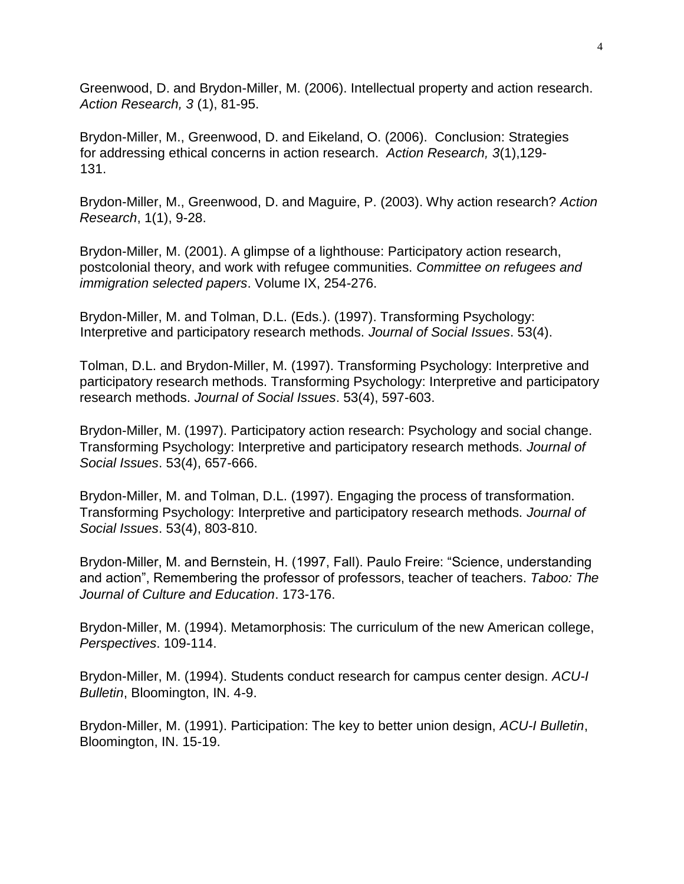Greenwood, D. and Brydon-Miller, M. (2006). Intellectual property and action research. *Action Research, 3* (1), 81-95.

Brydon-Miller, M., Greenwood, D. and Eikeland, O. (2006). Conclusion: Strategies for addressing ethical concerns in action research. *Action Research, 3*(1),129-131.

Brydon-Miller, M., Greenwood, D. and Maguire, P. (2003). Why action research? *Action Research*, 1(1), 9-28.

Brydon-Miller, M. (2001). A glimpse of a lighthouse: Participatory action research, postcolonial theory, and work with refugee communities. *Committee on refugees and immigration selected papers*. Volume IX, 254-276.

Brydon-Miller, M. and Tolman, D.L. (Eds.). (1997). Transforming Psychology: Interpretive and participatory research methods. *Journal of Social Issues*. 53(4).

Tolman, D.L. and Brydon-Miller, M. (1997). Transforming Psychology: Interpretive and participatory research methods. Transforming Psychology: Interpretive and participatory research methods. *Journal of Social Issues*. 53(4), 597-603.

Brydon-Miller, M. (1997). Participatory action research: Psychology and social change. Transforming Psychology: Interpretive and participatory research methods. *Journal of Social Issues*. 53(4), 657-666.

Brydon-Miller, M. and Tolman, D.L. (1997). Engaging the process of transformation. Transforming Psychology: Interpretive and participatory research methods. *Journal of Social Issues*. 53(4), 803-810.

Brydon-Miller, M. and Bernstein, H. (1997, Fall). Paulo Freire: "Science, understanding and action", Remembering the professor of professors, teacher of teachers. *Taboo: The Journal of Culture and Education*. 173-176.

Brydon-Miller, M. (1994). Metamorphosis: The curriculum of the new American college, *Perspectives*. 109-114.

Brydon-Miller, M. (1994). Students conduct research for campus center design. *ACU-I Bulletin*, Bloomington, IN. 4-9.

Brydon-Miller, M. (1991). Participation: The key to better union design, *ACU-I Bulletin*, Bloomington, IN. 15-19.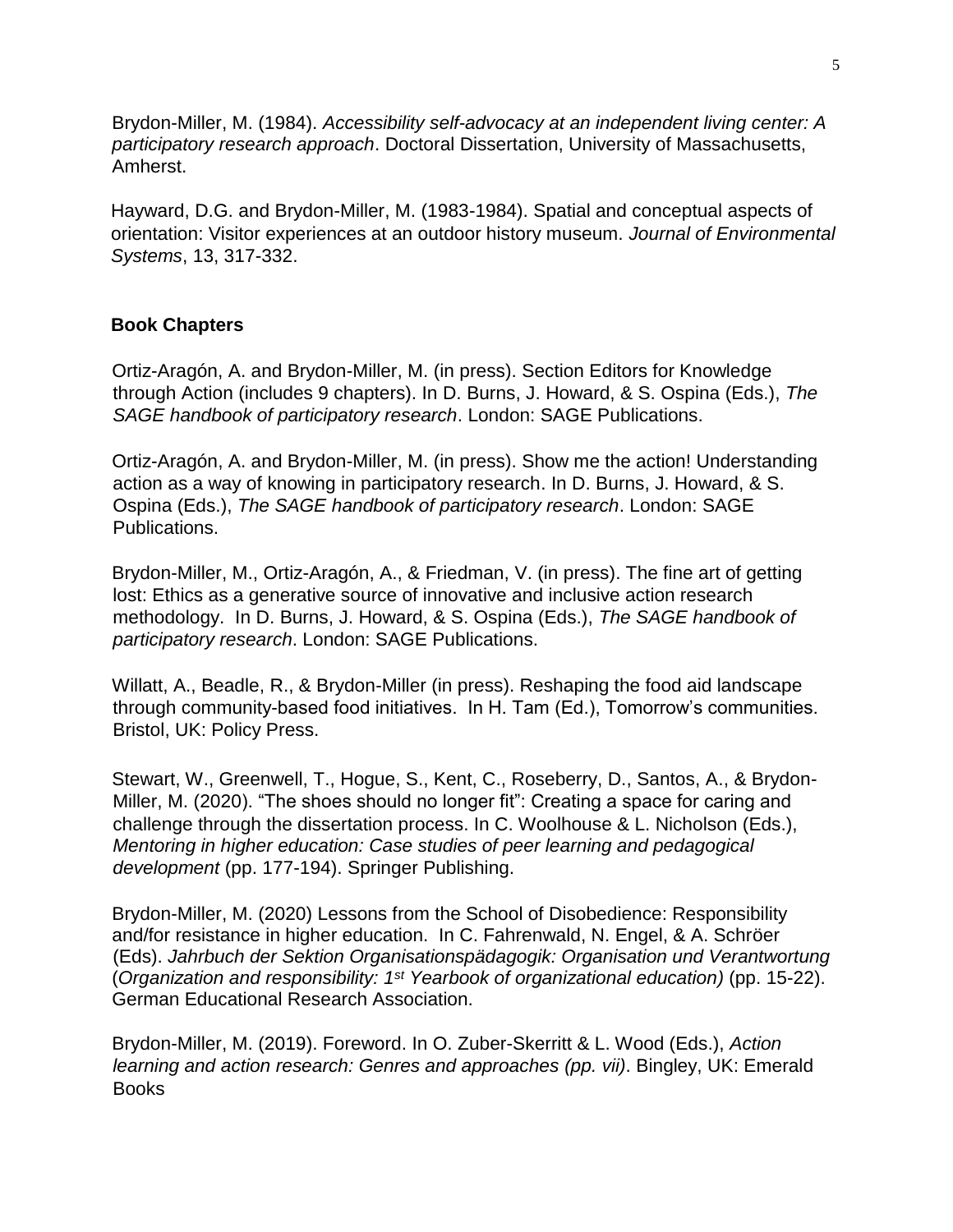Brydon-Miller, M. (1984). *Accessibility self-advocacy at an independent living center: A participatory research approach*. Doctoral Dissertation, University of Massachusetts, Amherst.

Hayward, D.G. and Brydon-Miller, M. (1983-1984). Spatial and conceptual aspects of orientation: Visitor experiences at an outdoor history museum. *Journal of Environmental Systems*, 13, 317-332.

## Book Chapters

Ortiz-Aragón, A. and Brydon-Miller, M. (in press). Section Editors for Knowledge through Action (includes 9 chapters). In D. Burns, J. Howard, & S. Ospina (Eds.), *The SAGE handbook of participatory research*. London: SAGE Publications.

Ortiz-Aragón, A. and Brydon-Miller, M. (in press). Show me the action! Understanding action as a way of knowing in participatory research. In D. Burns, J. Howard, & S. Ospina (Eds.), *The SAGE handbook of participatory research*. London: SAGE Publications.

Brydon-Miller, M., Ortiz-Aragón, A., & Friedman, V. (in press). The fine art of getting lost: Ethics as a generative source of innovative and inclusive action research methodology. In D. Burns, J. Howard, & S. Ospina (Eds.), *The SAGE handbook of participatory research*. London: SAGE Publications.

Willatt, A., Beadle, R., & Brydon-Miller (in press). Reshaping the food aid landscape through community-based food initiatives. In H. Tam (Ed.), Tomorrow's communities. Bristol, UK: Policy Press.

Stewart, W., Greenwell, T., Hogue, S., Kent, C., Roseberry, D., Santos, A., & Brydon-Miller, M. (2020). "The shoes should no longer fit": Creating a space for caring and challenge through the dissertation process. In C. Woolhouse & L. Nicholson (Eds.), *Mentoring in higher education: Case studies of peer learning and pedagogical development* (pp. 177-194). Springer Publishing.

Brydon-Miller, M. (2020) Lessons from the School of Disobedience: Responsibility and/for resistance in higher education. In C. Fahrenwald, N. Engel, & A. Schröer (Eds). *Jahrbuch der Sektion Organisationspädagogik: Organisation und Verantwortung* (*Organization and responsibility: 1st Yearbook of organizational education)* (pp. 15-22). German Educational Research Association.

Brydon-Miller, M. (2019). Foreword. In O. Zuber-Skerritt & L. Wood (Eds.), *Action learning and action research: Genres and approaches (pp. vii)*. Bingley, UK: Emerald Books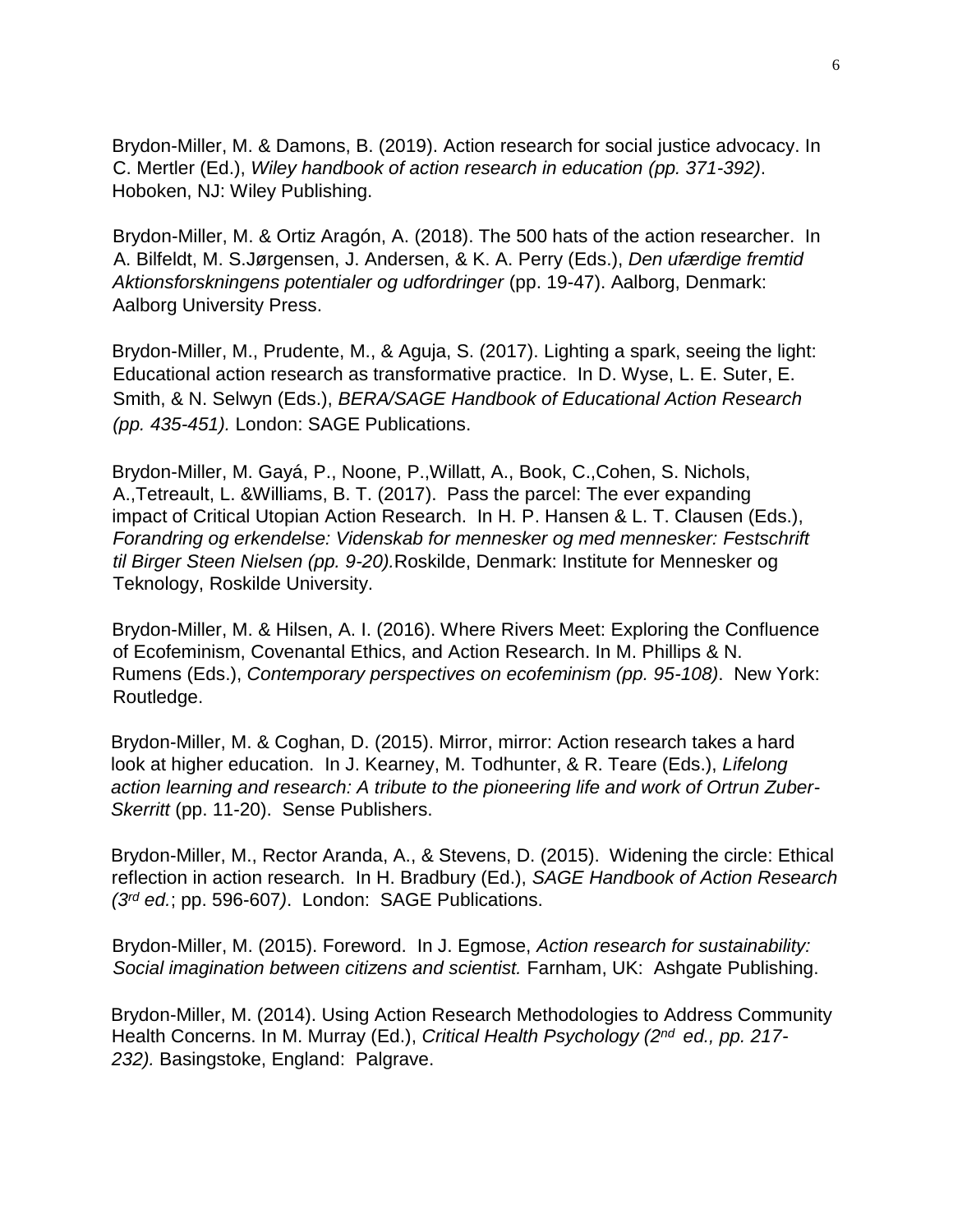Brydon-Miller, M. & Damons, B. (2019). Action research for social justice advocacy. In C. Mertler (Ed.), *Wiley handbook of action research in education (pp. 371-392)*. Hoboken, NJ: Wiley Publishing.

Brydon-Miller, M. & Ortiz Aragón, A. (2018). The 500 hats of the action researcher. In A. Bilfeldt, M. S.Jørgensen, J. Andersen, & K. A. Perry (Eds.), *Den ufærdige fremtid Aktionsforskningens potentialer og udfordringer* (pp. 19-47). Aalborg, Denmark: Aalborg University Press.

Brydon-Miller, M., Prudente, M., & Aguja, S. (2017). Lighting a spark, seeing the light: Educational action research as transformative practice. In D. Wyse, L. E. Suter, E. Smith, & N. Selwyn (Eds.), *BERA/SAGE Handbook of Educational Action Research (pp. 435-451).* London: SAGE Publications.

Brydon-Miller, M. Gayá, P., Noone, P.,Willatt, A., Book, C.,Cohen, S. Nichols, A.,Tetreault, L. &Williams, B. T. (2017). Pass the parcel: The ever expanding impact of Critical Utopian Action Research. In H. P. Hansen & L. T. Clausen (Eds.), *Forandring og erkendelse: Videnskab for mennesker og med mennesker: Festschrift til Birger Steen Nielsen (pp. 9-20).*Roskilde, Denmark: Institute for Mennesker og Teknology, Roskilde University.

Brydon-Miller, M. & Hilsen, A. I. (2016). Where Rivers Meet: Exploring the Confluence of Ecofeminism, Covenantal Ethics, and Action Research. In M. Phillips & N. Rumens (Eds.), *Contemporary perspectives on ecofeminism (pp. 95-108)*. New York: Routledge.

Brydon-Miller, M. & Coghan, D. (2015). Mirror, mirror: Action research takes a hard look at higher education. In J. Kearney, M. Todhunter, & R. Teare (Eds.), *Lifelong action learning and research: A tribute to the pioneering life and work of Ortrun Zuber-Skerritt* (pp. 11-20). Sense Publishers.

Brydon-Miller, M., Rector Aranda, A., & Stevens, D. (2015). Widening the circle: Ethical reflection in action research. In H. Bradbury (Ed.), *SAGE Handbook of Action Research (3rd ed.*; pp. 596-607*)*. London: SAGE Publications.

Brydon-Miller, M. (2015). Foreword. In J. Egmose, *Action research for sustainability: Social imagination between citizens and scientist.* Farnham, UK: Ashgate Publishing.

Brydon-Miller, M. (2014). Using Action Research Methodologies to Address Community Health Concerns. In M. Murray (Ed.), *Critical Health Psychology (2nd ed., pp. 217-232).* Basingstoke, England: Palgrave.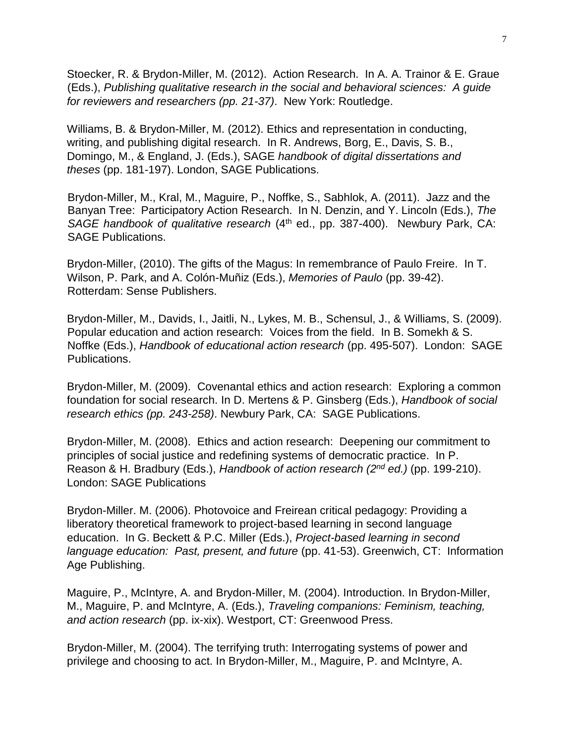Stoecker, R. & Brydon-Miller, M. (2012). Action Research. In A. A. Trainor & E. Graue (Eds.), *Publishing qualitative research in the social and behavioral sciences: A guide for reviewers and researchers (pp. 21-37)*. New York: Routledge.

Williams, B. & Brydon-Miller, M. (2012). Ethics and representation in conducting, writing, and publishing digital research. In R. Andrews, Borg, E., Davis, S. B., Domingo, M., & England, J. (Eds.), SAGE *handbook of digital dissertations and theses* (pp. 181-197). London, SAGE Publications.

Brydon-Miller, M., Kral, M., Maguire, P., Noffke, S., Sabhlok, A. (2011). Jazz and the Banyan Tree: Participatory Action Research. In N. Denzin, and Y. Lincoln (Eds.), *The SAGE handbook of qualitative research* (4th ed., pp. 387-400). Newbury Park, CA: SAGE Publications.

Brydon-Miller, (2010). The gifts of the Magus: In remembrance of Paulo Freire. In T. Wilson, P. Park, and A. Colón-Muñiz (Eds.), *Memories of Paulo* (pp. 39-42). Rotterdam: Sense Publishers.

Brydon-Miller, M., Davids, I., Jaitli, N., Lykes, M. B., Schensul, J., & Williams, S. (2009). Popular education and action research: Voices from the field. In B. Somekh & S. Noffke (Eds.), *Handbook of educational action research* (pp. 495-507). London: SAGE Publications.

Brydon-Miller, M. (2009). Covenantal ethics and action research: Exploring a common foundation for social research. In D. Mertens & P. Ginsberg (Eds.), *Handbook of social research ethics (pp. 243-258)*. Newbury Park, CA: SAGE Publications.

Brydon-Miller, M. (2008). Ethics and action research: Deepening our commitment to principles of social justice and redefining systems of democratic practice. In P. Reason & H. Bradbury (Eds.), *Handbook of action research (2nd ed.)* (pp. 199-210). London: SAGE Publications

Brydon-Miller. M. (2006). Photovoice and Freirean critical pedagogy: Providing a liberatory theoretical framework to project-based learning in second language education. In G. Beckett & P.C. Miller (Eds.), *Project-based learning in second language education: Past, present, and future* (pp. 41-53). Greenwich, CT: Information Age Publishing.

Maguire, P., McIntyre, A. and Brydon-Miller, M. (2004). Introduction. In Brydon-Miller, M., Maguire, P. and McIntyre, A. (Eds.), *Traveling companions: Feminism, teaching, and action research* (pp. ix-xix). Westport, CT: Greenwood Press.

Brydon-Miller, M. (2004). The terrifying truth: Interrogating systems of power and privilege and choosing to act. In Brydon-Miller, M., Maguire, P. and McIntyre, A.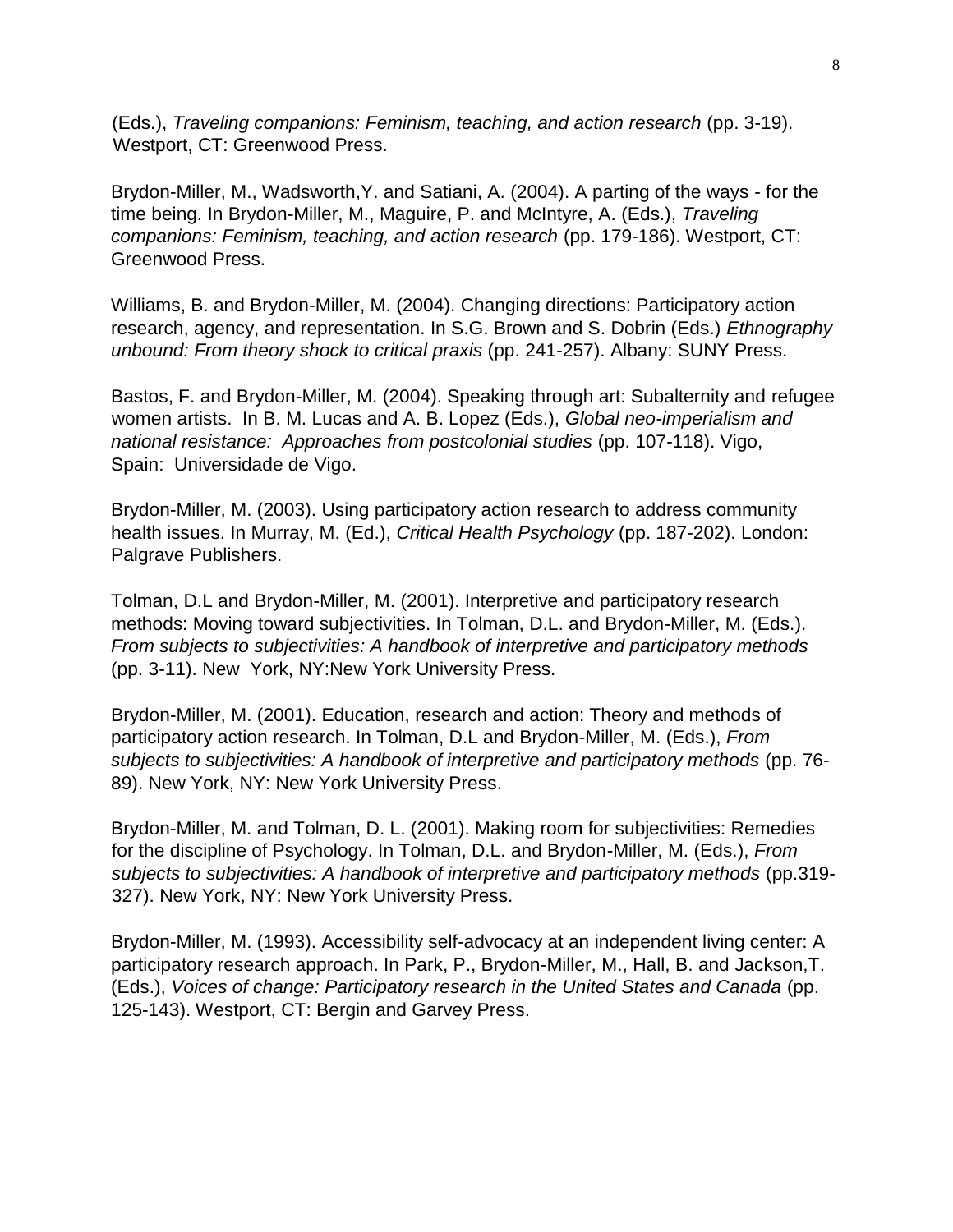(Eds.), *Traveling companions: Feminism, teaching, and action research* (pp. 3-19). Westport, CT: Greenwood Press.

Brydon-Miller, M., Wadsworth,Y. and Satiani, A. (2004). A parting of the ways - for the time being. In Brydon-Miller, M., Maguire, P. and McIntyre, A. (Eds.), *Traveling companions: Feminism, teaching, and action research* (pp. 179-186). Westport, CT: Greenwood Press.

Williams, B. and Brydon-Miller, M. (2004). Changing directions: Participatory action research, agency, and representation. In S.G. Brown and S. Dobrin (Eds.) *Ethnography unbound: From theory shock to critical praxis* (pp. 241-257). Albany: SUNY Press.

Bastos, F. and Brydon-Miller, M. (2004). Speaking through art: Subalternity and refugee women artists. In B. M. Lucas and A. B. Lopez (Eds.), *Global neo-imperialism and national resistance: Approaches from postcolonial studies* (pp. 107-118). Vigo, Spain: Universidade de Vigo.

Brydon-Miller, M. (2003). Using participatory action research to address community health issues. In Murray, M. (Ed.), *Critical Health Psychology* (pp. 187-202). London: Palgrave Publishers.

Tolman, D.L and Brydon-Miller, M. (2001). Interpretive and participatory research methods: Moving toward subjectivities. In Tolman, D.L. and Brydon-Miller, M. (Eds.). *From subjects to subjectivities: A handbook of interpretive and participatory methods* (pp. 3-11). New York, NY:New York University Press.

Brydon-Miller, M. (2001). Education, research and action: Theory and methods of participatory action research. In Tolman, D.L and Brydon-Miller, M. (Eds.), *From subjects to subjectivities: A handbook of interpretive and participatory methods* (pp. 76-89). New York, NY: New York University Press.

Brydon-Miller, M. and Tolman, D. L. (2001). Making room for subjectivities: Remedies for the discipline of Psychology. In Tolman, D.L. and Brydon-Miller, M. (Eds.), *From subjects to subjectivities: A handbook of interpretive and participatory methods* (pp.319-327). New York, NY: New York University Press.

Brydon-Miller, M. (1993). Accessibility self-advocacy at an independent living center: A participatory research approach. In Park, P., Brydon-Miller, M., Hall, B. and Jackson,T. (Eds.), *Voices of change: Participatory research in the United States and Canada* (pp. 125-143). Westport, CT: Bergin and Garvey Press.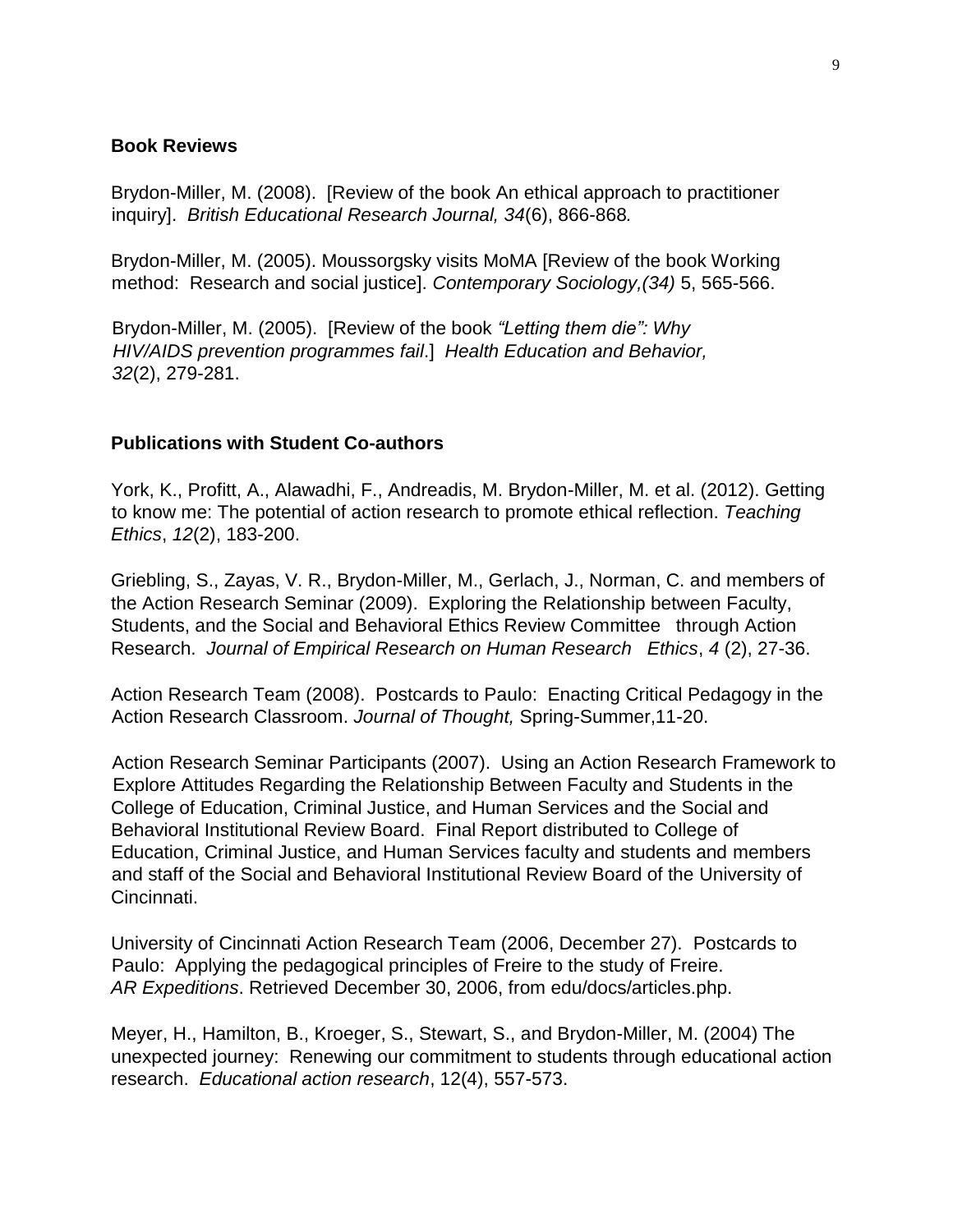## Book Reviews

Brydon-Miller, M. (2008). [Review of the book An ethical approach to practitioner inquiry]. *British Educational Research Journal, 34*(6), 866-868*.*

Brydon-Miller, M. (2005). Moussorgsky visits MoMA [Review of the book Working method: Research and social justice]. *Contemporary Sociology,(34)* 5, 565-566.

Brydon-Miller, M. (2005). [Review of the book *"Letting them die": Why HIV/AIDS prevention programmes fail*.] *Health Education and Behavior, 32*(2), 279-281.

## Publications with Student Co-authors

York, K., Profitt, A., Alawadhi, F., Andreadis, M. Brydon-Miller, M. et al. (2012). Getting to know me: The potential of action research to promote ethical reflection. *Teaching Ethics*, *12*(2), 183-200.

Griebling, S., Zayas, V. R., Brydon-Miller, M., Gerlach, J., Norman, C. and members of the Action Research Seminar (2009). Exploring the Relationship between Faculty, Students, and the Social and Behavioral Ethics Review Committee through Action Research. *Journal of Empirical Research on Human Research Ethics*, *4* (2), 27-36.

Action Research Team (2008). Postcards to Paulo: Enacting Critical Pedagogy in the Action Research Classroom. *Journal of Thought,* Spring-Summer,11-20.

Action Research Seminar Participants (2007). Using an Action Research Framework to Explore Attitudes Regarding the Relationship Between Faculty and Students in the College of Education, Criminal Justice, and Human Services and the Social and Behavioral Institutional Review Board. Final Report distributed to College of Education, Criminal Justice, and Human Services faculty and students and members and staff of the Social and Behavioral Institutional Review Board of the University of Cincinnati.

University of Cincinnati Action Research Team (2006, December 27). Postcards to Paulo: Applying the pedagogical principles of Freire to the study of Freire. *AR Expeditions*. Retrieved December 30, 2006, from edu/docs/articles.php.

Meyer, H., Hamilton, B., Kroeger, S., Stewart, S., and Brydon-Miller, M. (2004) The unexpected journey: Renewing our commitment to students through educational action research. *Educational action research*, 12(4), 557-573.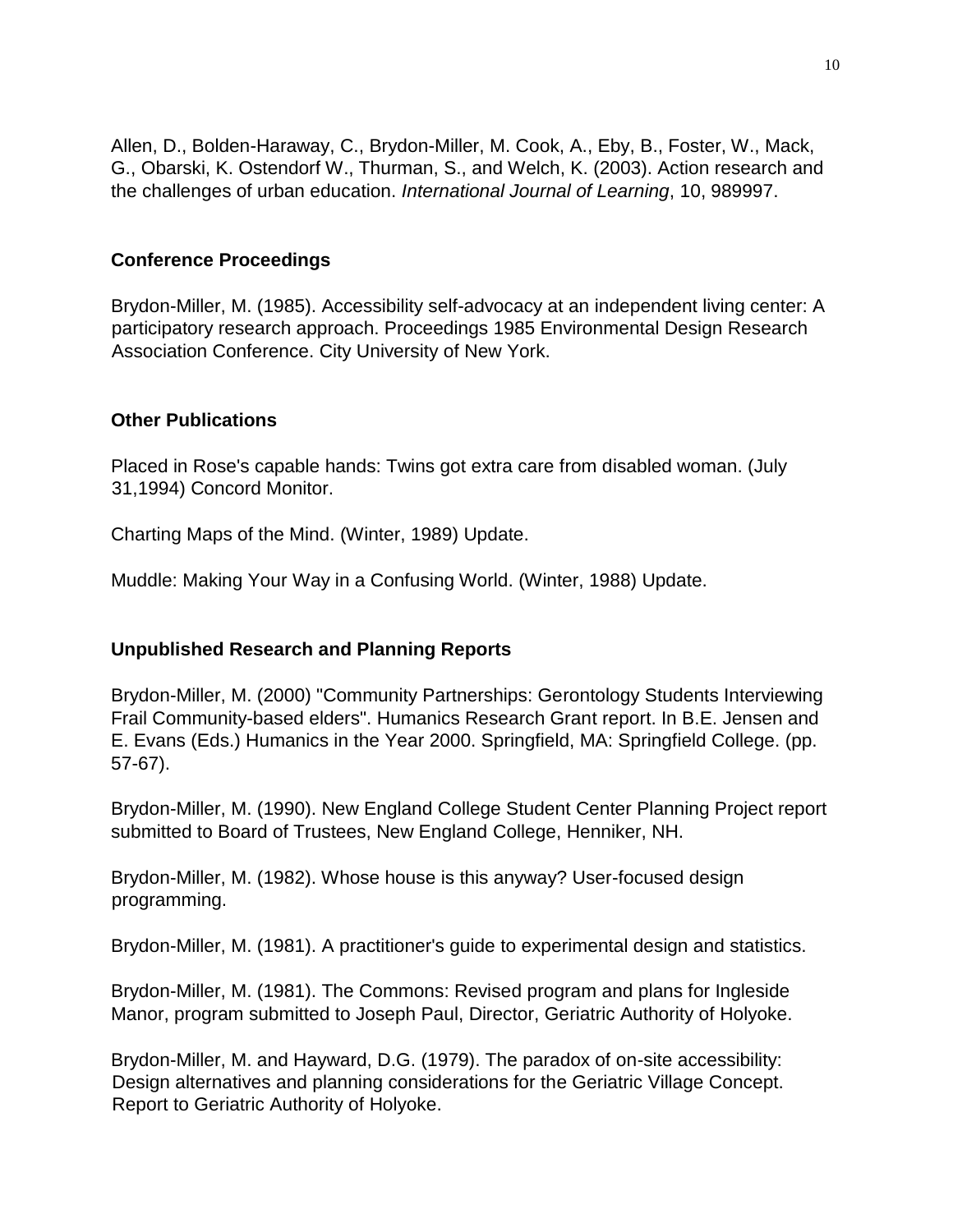Allen, D., Bolden-Haraway, C., Brydon-Miller, M. Cook, A., Eby, B., Foster, W., Mack, G., Obarski, K. Ostendorf W., Thurman, S., and Welch, K. (2003). Action research and the challenges of urban education. *International Journal of Learning*, 10, 989997.

### Conference Proceedings

Brydon-Miller, M. (1985). Accessibility self-advocacy at an independent living center: A participatory research approach. Proceedings 1985 Environmental Design Research Association Conference. City University of New York.

### Other Publications

Placed in Rose's capable hands: Twins got extra care from disabled woman. (July 31,1994) Concord Monitor.

Charting Maps of the Mind. (Winter, 1989) Update.

Muddle: Making Your Way in a Confusing World. (Winter, 1988) Update.

### Unpublished Research and Planning Reports

Brydon-Miller, M. (2000) "Community Partnerships: Gerontology Students Interviewing Frail Community-based elders". Humanics Research Grant report. In B.E. Jensen and E. Evans (Eds.) Humanics in the Year 2000. Springfield, MA: Springfield College. (pp. 57-67).

Brydon-Miller, M. (1990). New England College Student Center Planning Project report submitted to Board of Trustees, New England College, Henniker, NH.

Brydon-Miller, M. (1982). Whose house is this anyway? User-focused design programming.

Brydon-Miller, M. (1981). A practitioner's guide to experimental design and statistics.

Brydon-Miller, M. (1981). The Commons: Revised program and plans for Ingleside Manor, program submitted to Joseph Paul, Director, Geriatric Authority of Holyoke.

Brydon-Miller, M. and Hayward, D.G. (1979). The paradox of on-site accessibility: Design alternatives and planning considerations for the Geriatric Village Concept. Report to Geriatric Authority of Holyoke.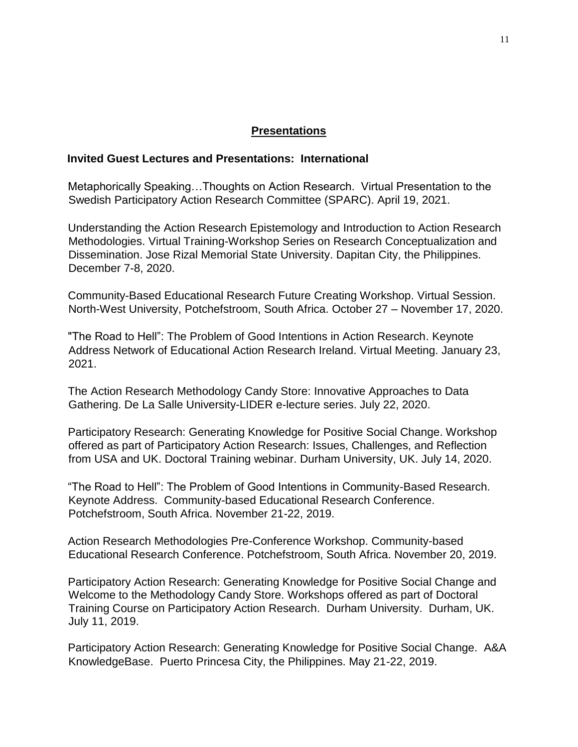## Presentations

### Invited Guest Lectures and Presentations: International

Metaphorically Speaking…Thoughts on Action Research. Virtual Presentation to the Swedish Participatory Action Research Committee (SPARC). April 19, 2021.

Understanding the Action Research Epistemology and Introduction to Action Research Methodologies. Virtual Training-Workshop Series on Research Conceptualization and Dissemination. Jose Rizal Memorial State University. Dapitan City, the Philippines. December 7-8, 2020.

Community-Based Educational Research Future Creating Workshop. Virtual Session. North-West University, Potchefstroom, South Africa. October 27 – November 17, 2020.

"The Road to Hell": The Problem of Good Intentions in Action Research. Keynote Address Network of Educational Action Research Ireland. Virtual Meeting. January 23, 2021.

The Action Research Methodology Candy Store: Innovative Approaches to Data Gathering. De La Salle University-LIDER e-lecture series. July 22, 2020.

Participatory Research: Generating Knowledge for Positive Social Change. Workshop offered as part of Participatory Action Research: Issues, Challenges, and Reflection from USA and UK. Doctoral Training webinar. Durham University, UK. July 14, 2020.

"The Road to Hell": The Problem of Good Intentions in Community-Based Research. Keynote Address. Community-based Educational Research Conference. Potchefstroom, South Africa. November 21-22, 2019.

Action Research Methodologies Pre-Conference Workshop. Community-based Educational Research Conference. Potchefstroom, South Africa. November 20, 2019.

Participatory Action Research: Generating Knowledge for Positive Social Change and Welcome to the Methodology Candy Store. Workshops offered as part of Doctoral Training Course on Participatory Action Research. Durham University. Durham, UK. July 11, 2019.

Participatory Action Research: Generating Knowledge for Positive Social Change. A&A KnowledgeBase. Puerto Princesa City, the Philippines. May 21-22, 2019.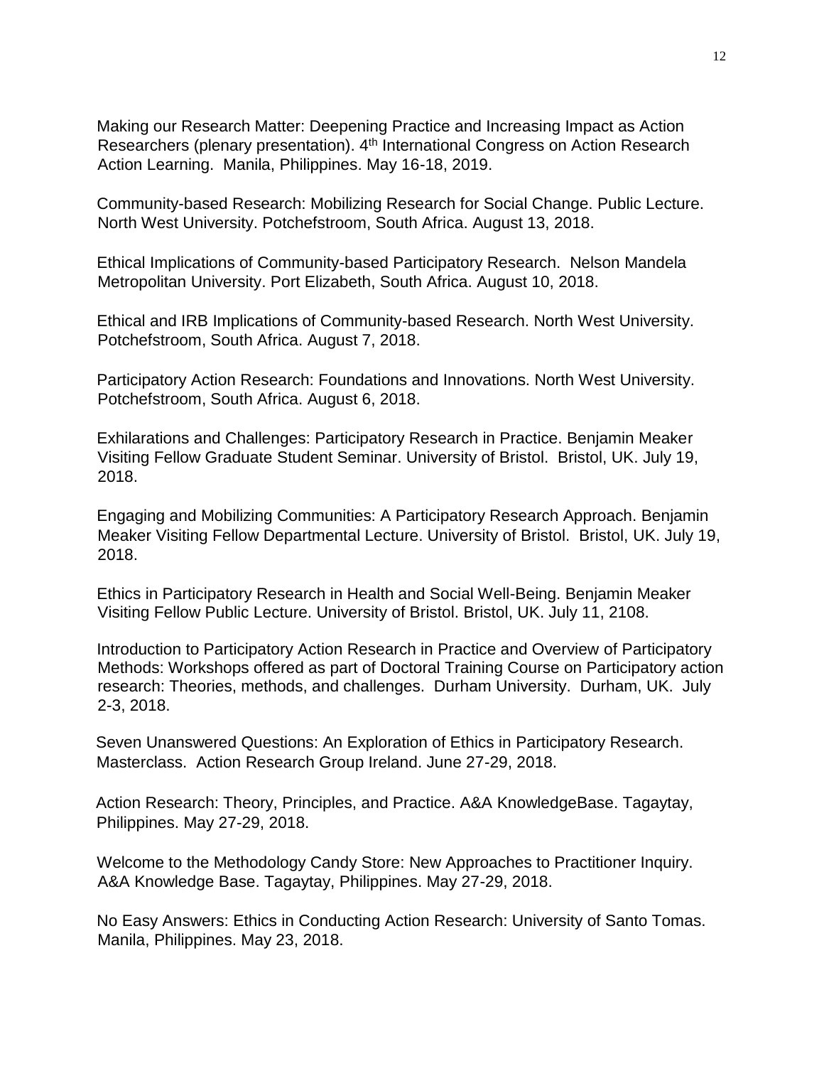Making our Research Matter: Deepening Practice and Increasing Impact as Action Researchers (plenary presentation). 4th International Congress on Action Research Action Learning. Manila, Philippines. May 16-18, 2019.

Community-based Research: Mobilizing Research for Social Change. Public Lecture. North West University. Potchefstroom, South Africa. August 13, 2018.

Ethical Implications of Community-based Participatory Research. Nelson Mandela Metropolitan University. Port Elizabeth, South Africa. August 10, 2018.

Ethical and IRB Implications of Community-based Research. North West University. Potchefstroom, South Africa. August 7, 2018.

Participatory Action Research: Foundations and Innovations. North West University. Potchefstroom, South Africa. August 6, 2018.

Exhilarations and Challenges: Participatory Research in Practice. Benjamin Meaker Visiting Fellow Graduate Student Seminar. University of Bristol. Bristol, UK. July 19, 2018.

Engaging and Mobilizing Communities: A Participatory Research Approach. Benjamin Meaker Visiting Fellow Departmental Lecture. University of Bristol. Bristol, UK. July 19, 2018.

Ethics in Participatory Research in Health and Social Well-Being. Benjamin Meaker Visiting Fellow Public Lecture. University of Bristol. Bristol, UK. July 11, 2108.

Introduction to Participatory Action Research in Practice and Overview of Participatory Methods: Workshops offered as part of Doctoral Training Course on Participatory action research: Theories, methods, and challenges. Durham University. Durham, UK. July 2-3, 2018.

Seven Unanswered Questions: An Exploration of Ethics in Participatory Research. Masterclass. Action Research Group Ireland. June 27-29, 2018.

Action Research: Theory, Principles, and Practice. A&A KnowledgeBase. Tagaytay, Philippines. May 27-29, 2018.

Welcome to the Methodology Candy Store: New Approaches to Practitioner Inquiry. A&A Knowledge Base. Tagaytay, Philippines. May 27-29, 2018.

No Easy Answers: Ethics in Conducting Action Research: University of Santo Tomas. Manila, Philippines. May 23, 2018.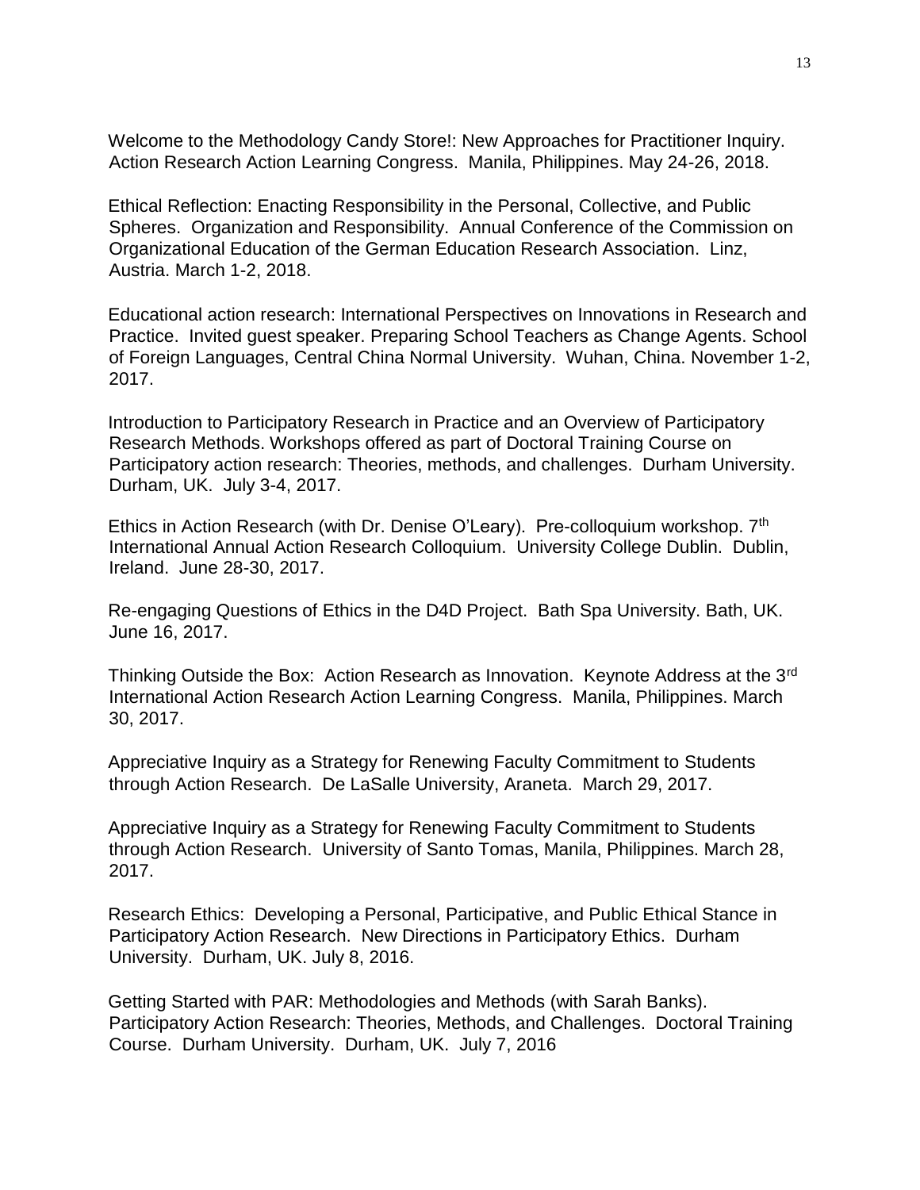Welcome to the Methodology Candy Store!: New Approaches for Practitioner Inquiry. Action Research Action Learning Congress. Manila, Philippines. May 24-26, 2018.

Ethical Reflection: Enacting Responsibility in the Personal, Collective, and Public Spheres. Organization and Responsibility. Annual Conference of the Commission on Organizational Education of the German Education Research Association. Linz, Austria. March 1-2, 2018.

Educational action research: International Perspectives on Innovations in Research and Practice. Invited guest speaker. Preparing School Teachers as Change Agents. School of Foreign Languages, Central China Normal University. Wuhan, China. November 1-2, 2017.

Introduction to Participatory Research in Practice and an Overview of Participatory Research Methods. Workshops offered as part of Doctoral Training Course on Participatory action research: Theories, methods, and challenges. Durham University. Durham, UK. July 3-4, 2017.

Ethics in Action Research (with Dr. Denise O'Leary). Pre-colloquium workshop. 7th International Annual Action Research Colloquium. University College Dublin. Dublin, Ireland. June 28-30, 2017.

Re-engaging Questions of Ethics in the D4D Project. Bath Spa University. Bath, UK. June 16, 2017.

Thinking Outside the Box: Action Research as Innovation. Keynote Address at the 3rd International Action Research Action Learning Congress. Manila, Philippines. March 30, 2017.

Appreciative Inquiry as a Strategy for Renewing Faculty Commitment to Students through Action Research. De LaSalle University, Araneta. March 29, 2017.

Appreciative Inquiry as a Strategy for Renewing Faculty Commitment to Students through Action Research. University of Santo Tomas, Manila, Philippines. March 28, 2017.

Research Ethics: Developing a Personal, Participative, and Public Ethical Stance in Participatory Action Research. New Directions in Participatory Ethics. Durham University. Durham, UK. July 8, 2016.

Getting Started with PAR: Methodologies and Methods (with Sarah Banks). Participatory Action Research: Theories, Methods, and Challenges. Doctoral Training Course. Durham University. Durham, UK. July 7, 2016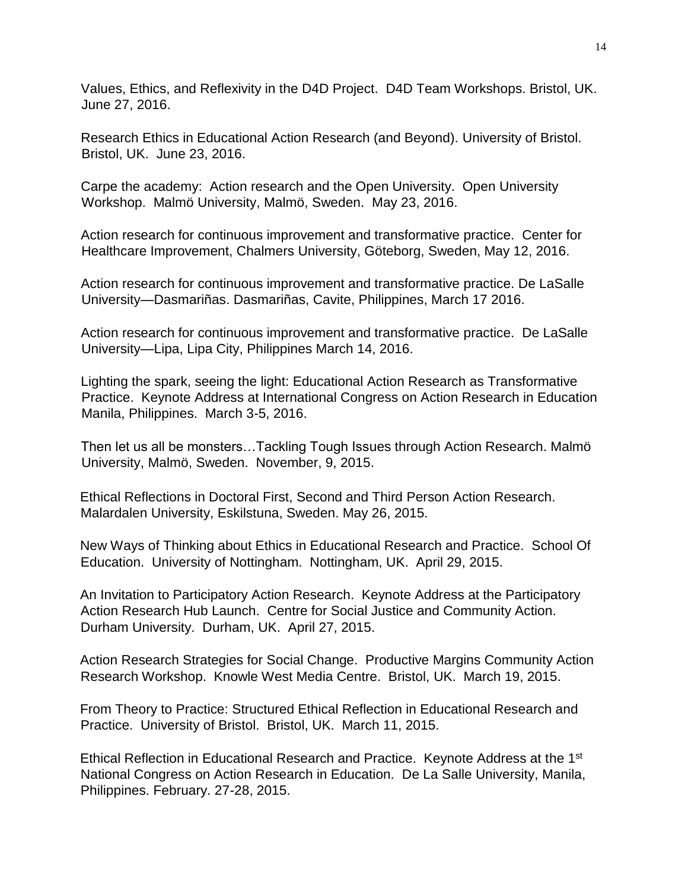Values, Ethics, and Reflexivity in the D4D Project. D4D Team Workshops. Bristol, UK. June 27, 2016.

Research Ethics in Educational Action Research (and Beyond). University of Bristol. Bristol, UK. June 23, 2016.

Carpe the academy: Action research and the Open University. Open University Workshop. Malmö University, Malmö, Sweden. May 23, 2016.

Action research for continuous improvement and transformative practice. Center for Healthcare Improvement, Chalmers University, Göteborg, Sweden, May 12, 2016.

Action research for continuous improvement and transformative practice. De LaSalle University—Dasmariñas. Dasmariñas, Cavite, Philippines, March 17 2016.

Action research for continuous improvement and transformative practice. De LaSalle University—Lipa, Lipa City, Philippines March 14, 2016.

Lighting the spark, seeing the light: Educational Action Research as Transformative Practice. Keynote Address at International Congress on Action Research in Education Manila, Philippines. March 3-5, 2016.

Then let us all be monsters…Tackling Tough Issues through Action Research. Malmö University, Malmö, Sweden. November, 9, 2015.

Ethical Reflections in Doctoral First, Second and Third Person Action Research. Malardalen University, Eskilstuna, Sweden. May 26, 2015.

New Ways of Thinking about Ethics in Educational Research and Practice. School Of Education. University of Nottingham. Nottingham, UK. April 29, 2015.

An Invitation to Participatory Action Research. Keynote Address at the Participatory Action Research Hub Launch. Centre for Social Justice and Community Action. Durham University. Durham, UK. April 27, 2015.

Action Research Strategies for Social Change. Productive Margins Community Action Research Workshop. Knowle West Media Centre. Bristol, UK. March 19, 2015.

From Theory to Practice: Structured Ethical Reflection in Educational Research and Practice. University of Bristol. Bristol, UK. March 11, 2015.

Ethical Reflection in Educational Research and Practice. Keynote Address at the 1st National Congress on Action Research in Education. De La Salle University, Manila, Philippines. February. 27-28, 2015.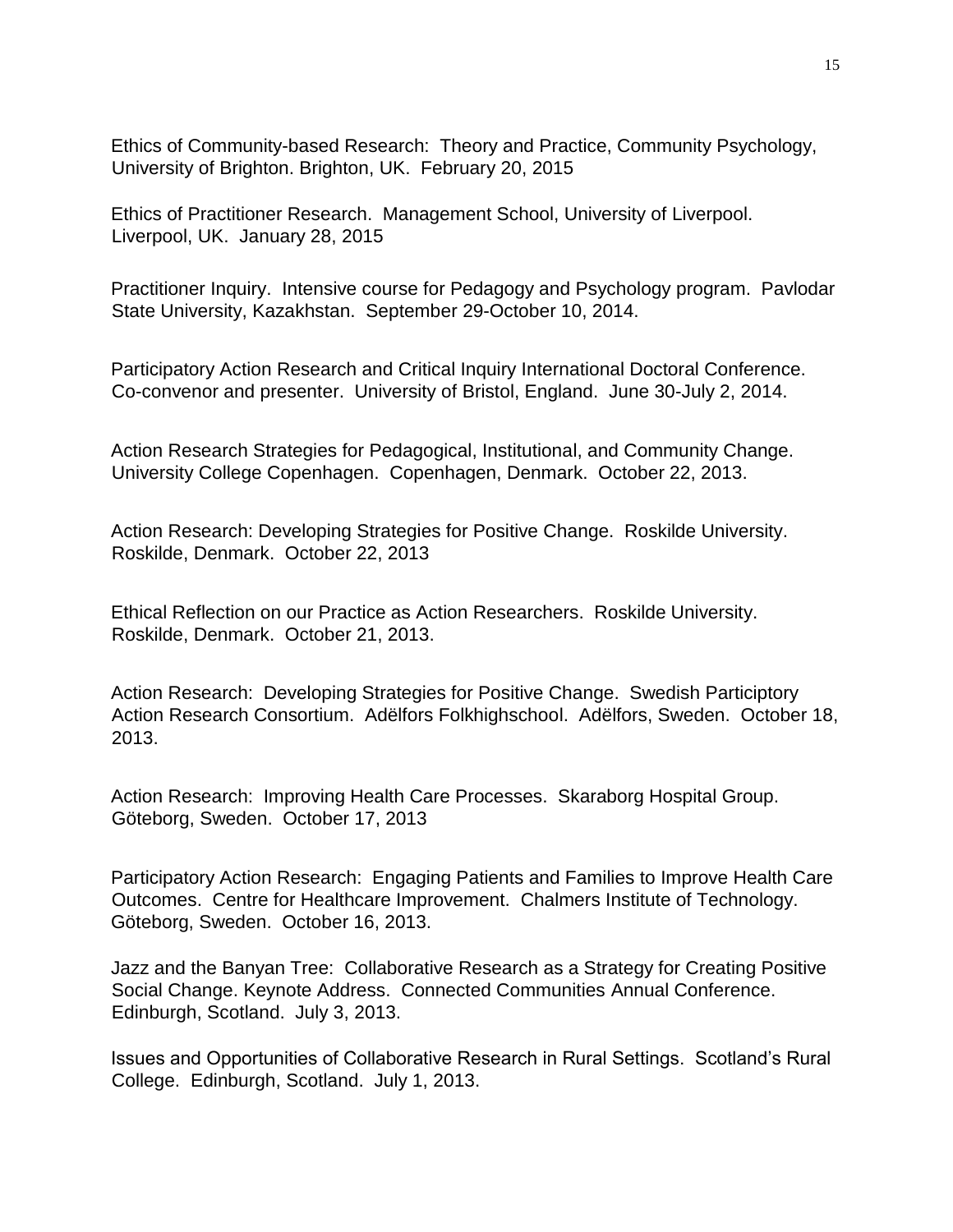Ethics of Community-based Research: Theory and Practice, Community Psychology, University of Brighton. Brighton, UK. February 20, 2015

Ethics of Practitioner Research. Management School, University of Liverpool. Liverpool, UK. January 28, 2015

Practitioner Inquiry. Intensive course for Pedagogy and Psychology program. Pavlodar State University, Kazakhstan. September 29-October 10, 2014.

Participatory Action Research and Critical Inquiry International Doctoral Conference. Co-convenor and presenter. University of Bristol, England. June 30-July 2, 2014.

Action Research Strategies for Pedagogical, Institutional, and Community Change. University College Copenhagen. Copenhagen, Denmark. October 22, 2013.

Action Research: Developing Strategies for Positive Change. Roskilde University. Roskilde, Denmark. October 22, 2013

Ethical Reflection on our Practice as Action Researchers. Roskilde University. Roskilde, Denmark. October 21, 2013.

Action Research: Developing Strategies for Positive Change. Swedish Participtory Action Research Consortium. Adëlfors Folkhighschool. Adëlfors, Sweden. October 18, 2013.

Action Research: Improving Health Care Processes. Skaraborg Hospital Group. Göteborg, Sweden. October 17, 2013

Participatory Action Research: Engaging Patients and Families to Improve Health Care Outcomes. Centre for Healthcare Improvement. Chalmers Institute of Technology. Göteborg, Sweden. October 16, 2013.

Jazz and the Banyan Tree: Collaborative Research as a Strategy for Creating Positive Social Change. Keynote Address. Connected Communities Annual Conference. Edinburgh, Scotland. July 3, 2013.

Issues and Opportunities of Collaborative Research in Rural Settings. Scotland's Rural College. Edinburgh, Scotland. July 1, 2013.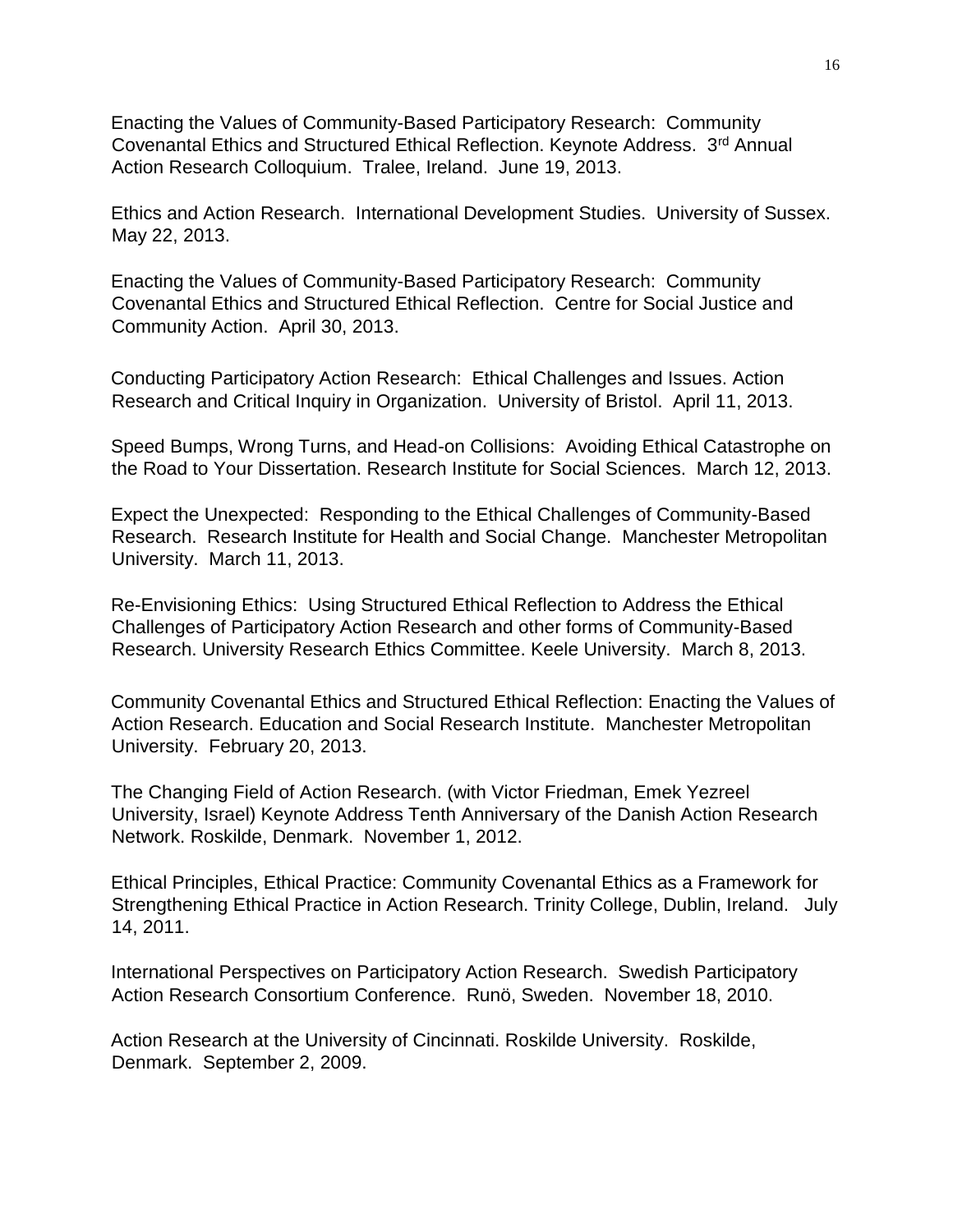Enacting the Values of Community-Based Participatory Research: Community Covenantal Ethics and Structured Ethical Reflection. Keynote Address. 3rd Annual Action Research Colloquium. Tralee, Ireland. June 19, 2013.

Ethics and Action Research. International Development Studies. University of Sussex. May 22, 2013.

Enacting the Values of Community-Based Participatory Research: Community Covenantal Ethics and Structured Ethical Reflection. Centre for Social Justice and Community Action. April 30, 2013.

Conducting Participatory Action Research: Ethical Challenges and Issues. Action Research and Critical Inquiry in Organization. University of Bristol. April 11, 2013.

Speed Bumps, Wrong Turns, and Head-on Collisions: Avoiding Ethical Catastrophe on the Road to Your Dissertation. Research Institute for Social Sciences. March 12, 2013.

Expect the Unexpected: Responding to the Ethical Challenges of Community-Based Research. Research Institute for Health and Social Change. Manchester Metropolitan University. March 11, 2013.

Re-Envisioning Ethics: Using Structured Ethical Reflection to Address the Ethical Challenges of Participatory Action Research and other forms of Community-Based Research. University Research Ethics Committee. Keele University. March 8, 2013.

Community Covenantal Ethics and Structured Ethical Reflection: Enacting the Values of Action Research. Education and Social Research Institute. Manchester Metropolitan University. February 20, 2013.

The Changing Field of Action Research. (with Victor Friedman, Emek Yezreel University, Israel) Keynote Address Tenth Anniversary of the Danish Action Research Network. Roskilde, Denmark. November 1, 2012.

Ethical Principles, Ethical Practice: Community Covenantal Ethics as a Framework for Strengthening Ethical Practice in Action Research. Trinity College, Dublin, Ireland. July 14, 2011.

International Perspectives on Participatory Action Research. Swedish Participatory Action Research Consortium Conference. Runö, Sweden. November 18, 2010.

Action Research at the University of Cincinnati. Roskilde University. Roskilde, Denmark. September 2, 2009.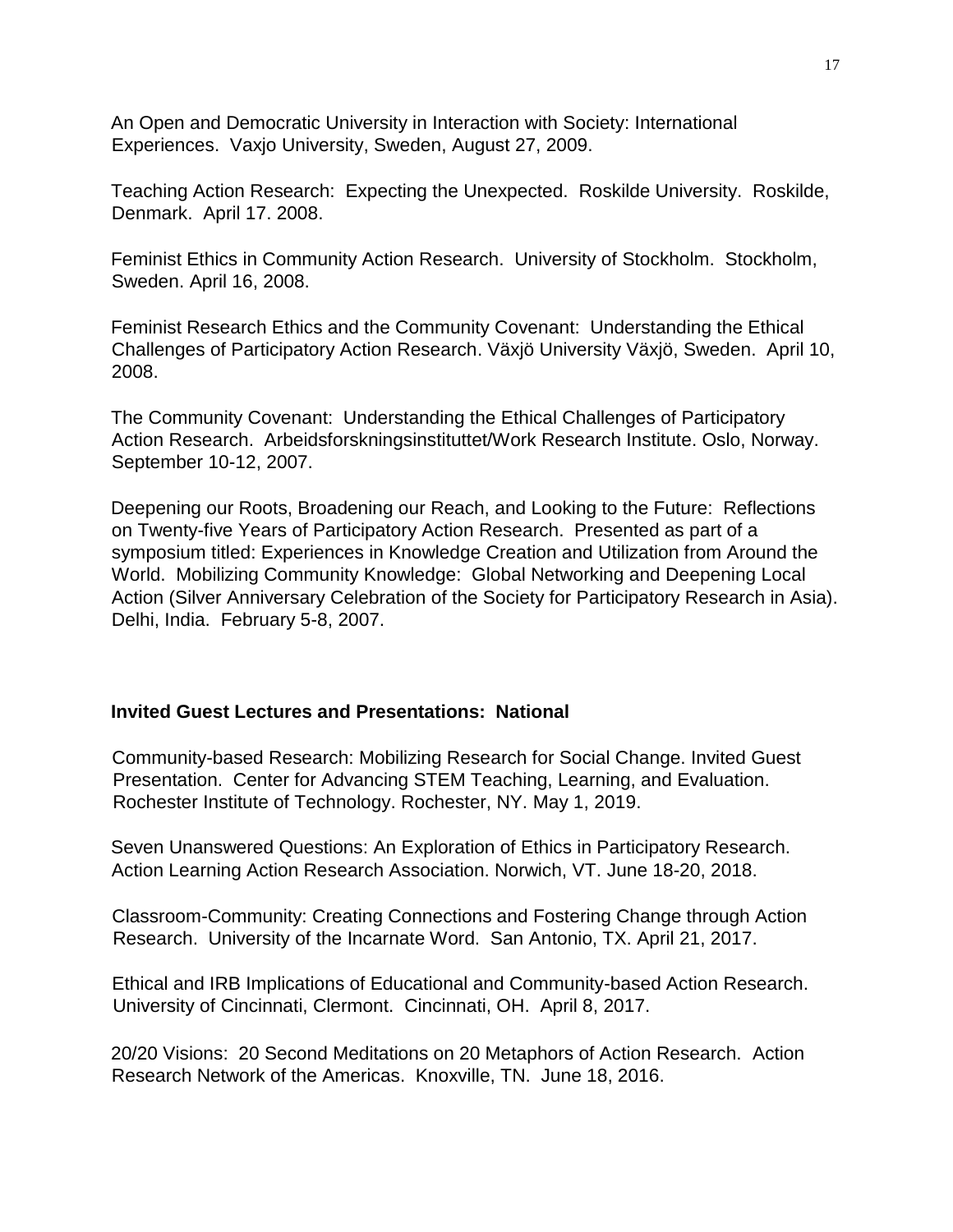An Open and Democratic University in Interaction with Society: International Experiences. Vaxjo University, Sweden, August 27, 2009.

Teaching Action Research: Expecting the Unexpected. Roskilde University. Roskilde, Denmark. April 17. 2008.

Feminist Ethics in Community Action Research. University of Stockholm. Stockholm, Sweden. April 16, 2008.

Feminist Research Ethics and the Community Covenant: Understanding the Ethical Challenges of Participatory Action Research. Växjö University Växjö, Sweden. April 10, 2008.

The Community Covenant: Understanding the Ethical Challenges of Participatory Action Research. Arbeidsforskningsinstituttet/Work Research Institute. Oslo, Norway. September 10-12, 2007.

Deepening our Roots, Broadening our Reach, and Looking to the Future: Reflections on Twenty-five Years of Participatory Action Research. Presented as part of a symposium titled: Experiences in Knowledge Creation and Utilization from Around the World. Mobilizing Community Knowledge: Global Networking and Deepening Local Action (Silver Anniversary Celebration of the Society for Participatory Research in Asia). Delhi, India. February 5-8, 2007.

**Invited Guest Lectures and Presentations: National**

Community-based Research: Mobilizing Research for Social Change. Invited Guest Presentation. Center for Advancing STEM Teaching, Learning, and Evaluation. Rochester Institute of Technology. Rochester, NY. May 1, 2019.

Seven Unanswered Questions: An Exploration of Ethics in Participatory Research. Action Learning Action Research Association. Norwich, VT. June 18-20, 2018.

Classroom-Community: Creating Connections and Fostering Change through Action Research. University of the Incarnate Word. San Antonio, TX. April 21, 2017.

Ethical and IRB Implications of Educational and Community-based Action Research. University of Cincinnati, Clermont. Cincinnati, OH. April 8, 2017.

20/20 Visions: 20 Second Meditations on 20 Metaphors of Action Research. Action Research Network of the Americas. Knoxville, TN. June 18, 2016.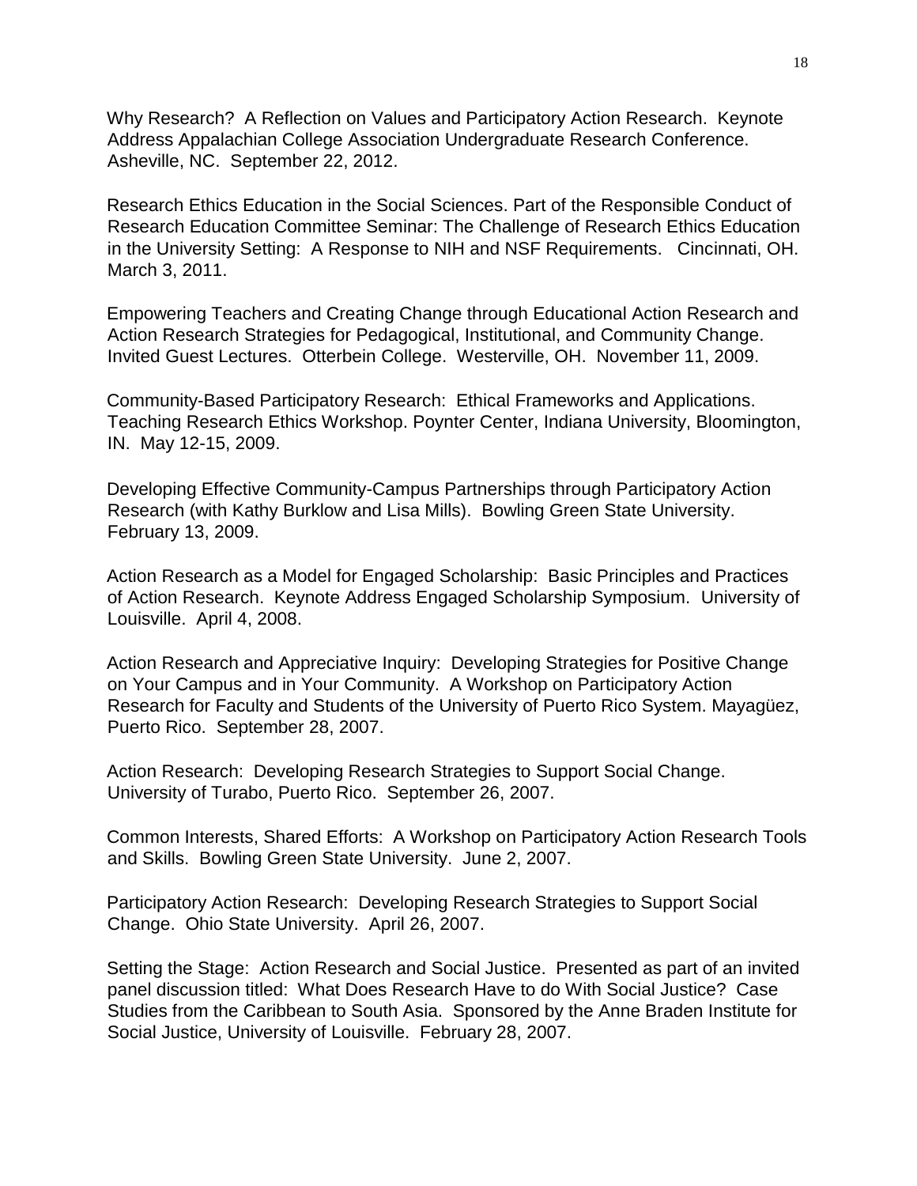Why Research? A Reflection on Values and Participatory Action Research. Keynote Address Appalachian College Association Undergraduate Research Conference. Asheville, NC. September 22, 2012.

Research Ethics Education in the Social Sciences. Part of the Responsible Conduct of Research Education Committee Seminar: The Challenge of Research Ethics Education in the University Setting: A Response to NIH and NSF Requirements. Cincinnati, OH. March 3, 2011.

Empowering Teachers and Creating Change through Educational Action Research and Action Research Strategies for Pedagogical, Institutional, and Community Change. Invited Guest Lectures. Otterbein College. Westerville, OH. November 11, 2009.

Community-Based Participatory Research: Ethical Frameworks and Applications. Teaching Research Ethics Workshop. Poynter Center, Indiana University, Bloomington, IN. May 12-15, 2009.

Developing Effective Community-Campus Partnerships through Participatory Action Research (with Kathy Burklow and Lisa Mills). Bowling Green State University. February 13, 2009.

Action Research as a Model for Engaged Scholarship: Basic Principles and Practices of Action Research. Keynote Address Engaged Scholarship Symposium. University of Louisville. April 4, 2008.

Action Research and Appreciative Inquiry: Developing Strategies for Positive Change on Your Campus and in Your Community. A Workshop on Participatory Action Research for Faculty and Students of the University of Puerto Rico System. Mayagüez, Puerto Rico. September 28, 2007.

Action Research: Developing Research Strategies to Support Social Change. University of Turabo, Puerto Rico. September 26, 2007.

Common Interests, Shared Efforts: A Workshop on Participatory Action Research Tools and Skills. Bowling Green State University. June 2, 2007.

Participatory Action Research: Developing Research Strategies to Support Social Change. Ohio State University. April 26, 2007.

Setting the Stage: Action Research and Social Justice. Presented as part of an invited panel discussion titled: What Does Research Have to do With Social Justice? Case Studies from the Caribbean to South Asia. Sponsored by the Anne Braden Institute for Social Justice, University of Louisville. February 28, 2007.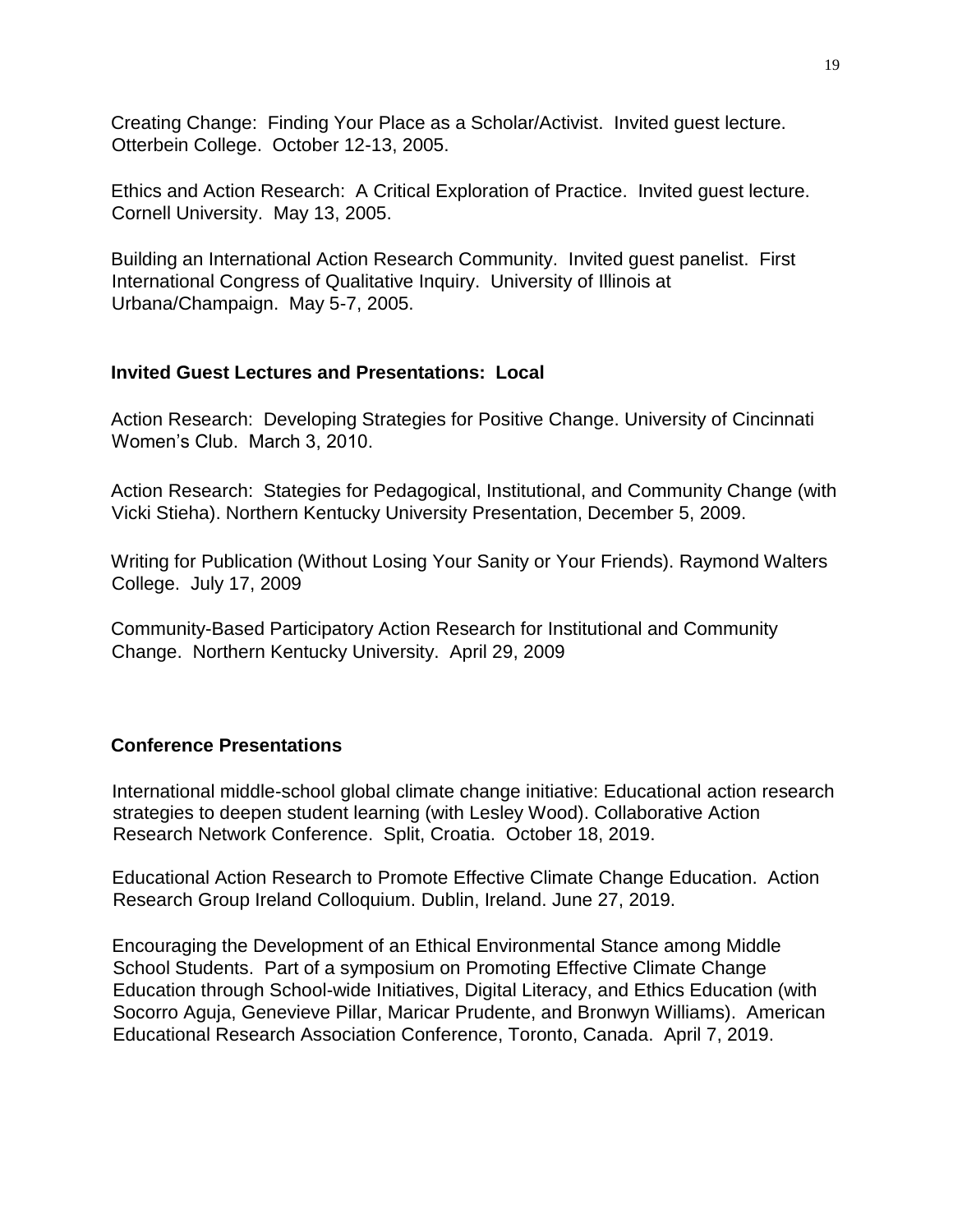Creating Change: Finding Your Place as a Scholar/Activist. Invited guest lecture. Otterbein College. October 12-13, 2005.

Ethics and Action Research: A Critical Exploration of Practice. Invited guest lecture. Cornell University. May 13, 2005.

Building an International Action Research Community. Invited guest panelist. First International Congress of Qualitative Inquiry. University of Illinois at Urbana/Champaign. May 5-7, 2005.

### Invited Guest Lectures and Presentations: Local

Action Research: Developing Strategies for Positive Change. University of Cincinnati Women's Club. March 3, 2010.

Action Research: Stategies for Pedagogical, Institutional, and Community Change (with Vicki Stieha). Northern Kentucky University Presentation, December 5, 2009.

Writing for Publication (Without Losing Your Sanity or Your Friends). Raymond Walters College. July 17, 2009

Community-Based Participatory Action Research for Institutional and Community Change. Northern Kentucky University. April 29, 2009

### Conference Presentations

International middle-school global climate change initiative: Educational action research strategies to deepen student learning (with Lesley Wood). Collaborative Action Research Network Conference. Split, Croatia. October 18, 2019.

Educational Action Research to Promote Effective Climate Change Education. Action Research Group Ireland Colloquium. Dublin, Ireland. June 27, 2019.

Encouraging the Development of an Ethical Environmental Stance among Middle School Students. Part of a symposium on Promoting Effective Climate Change Education through School-wide Initiatives, Digital Literacy, and Ethics Education (with Socorro Aguja, Genevieve Pillar, Maricar Prudente, and Bronwyn Williams). American Educational Research Association Conference, Toronto, Canada. April 7, 2019.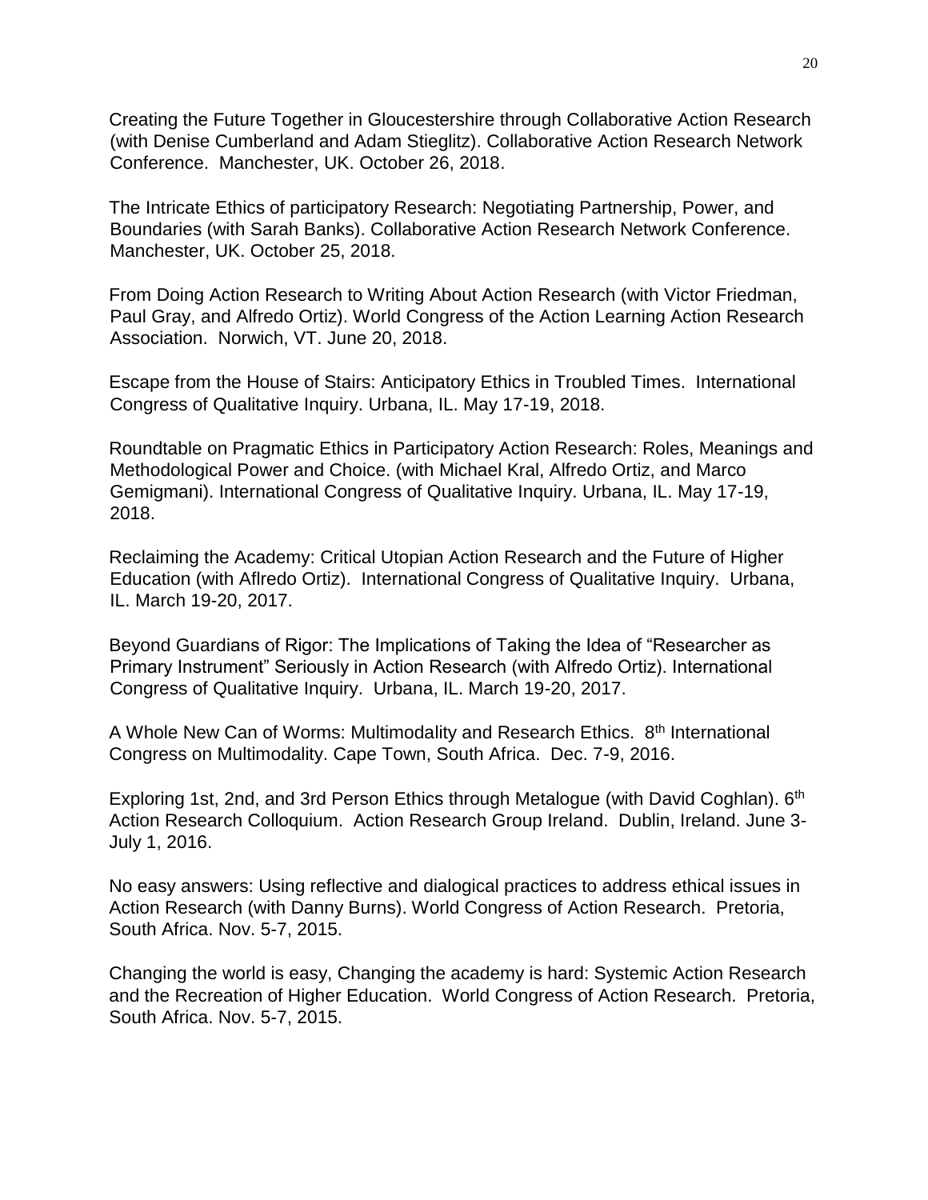Creating the Future Together in Gloucestershire through Collaborative Action Research (with Denise Cumberland and Adam Stieglitz). Collaborative Action Research Network Conference. Manchester, UK. October 26, 2018.

The Intricate Ethics of participatory Research: Negotiating Partnership, Power, and Boundaries (with Sarah Banks). Collaborative Action Research Network Conference. Manchester, UK. October 25, 2018.

From Doing Action Research to Writing About Action Research (with Victor Friedman, Paul Gray, and Alfredo Ortiz). World Congress of the Action Learning Action Research Association. Norwich, VT. June 20, 2018.

Escape from the House of Stairs: Anticipatory Ethics in Troubled Times. International Congress of Qualitative Inquiry. Urbana, IL. May 17-19, 2018.

Roundtable on Pragmatic Ethics in Participatory Action Research: Roles, Meanings and Methodological Power and Choice. (with Michael Kral, Alfredo Ortiz, and Marco Gemigmani). International Congress of Qualitative Inquiry. Urbana, IL. May 17-19, 2018.

Reclaiming the Academy: Critical Utopian Action Research and the Future of Higher Education (with Aflredo Ortiz). International Congress of Qualitative Inquiry. Urbana, IL. March 19-20, 2017.

Beyond Guardians of Rigor: The Implications of Taking the Idea of "Researcher as Primary Instrument" Seriously in Action Research (with Alfredo Ortiz). International Congress of Qualitative Inquiry. Urbana, IL. March 19-20, 2017.

A Whole New Can of Worms: Multimodality and Research Ethics. 8th International Congress on Multimodality. Cape Town, South Africa. Dec. 7-9, 2016.

Exploring 1st, 2nd, and 3rd Person Ethics through Metalogue (with David Coghlan). 6th Action Research Colloquium. Action Research Group Ireland. Dublin, Ireland. June 3-July 1, 2016.

No easy answers: Using reflective and dialogical practices to address ethical issues in Action Research (with Danny Burns). World Congress of Action Research. Pretoria, South Africa. Nov. 5-7, 2015.

Changing the world is easy, Changing the academy is hard: Systemic Action Research and the Recreation of Higher Education. World Congress of Action Research. Pretoria, South Africa. Nov. 5-7, 2015.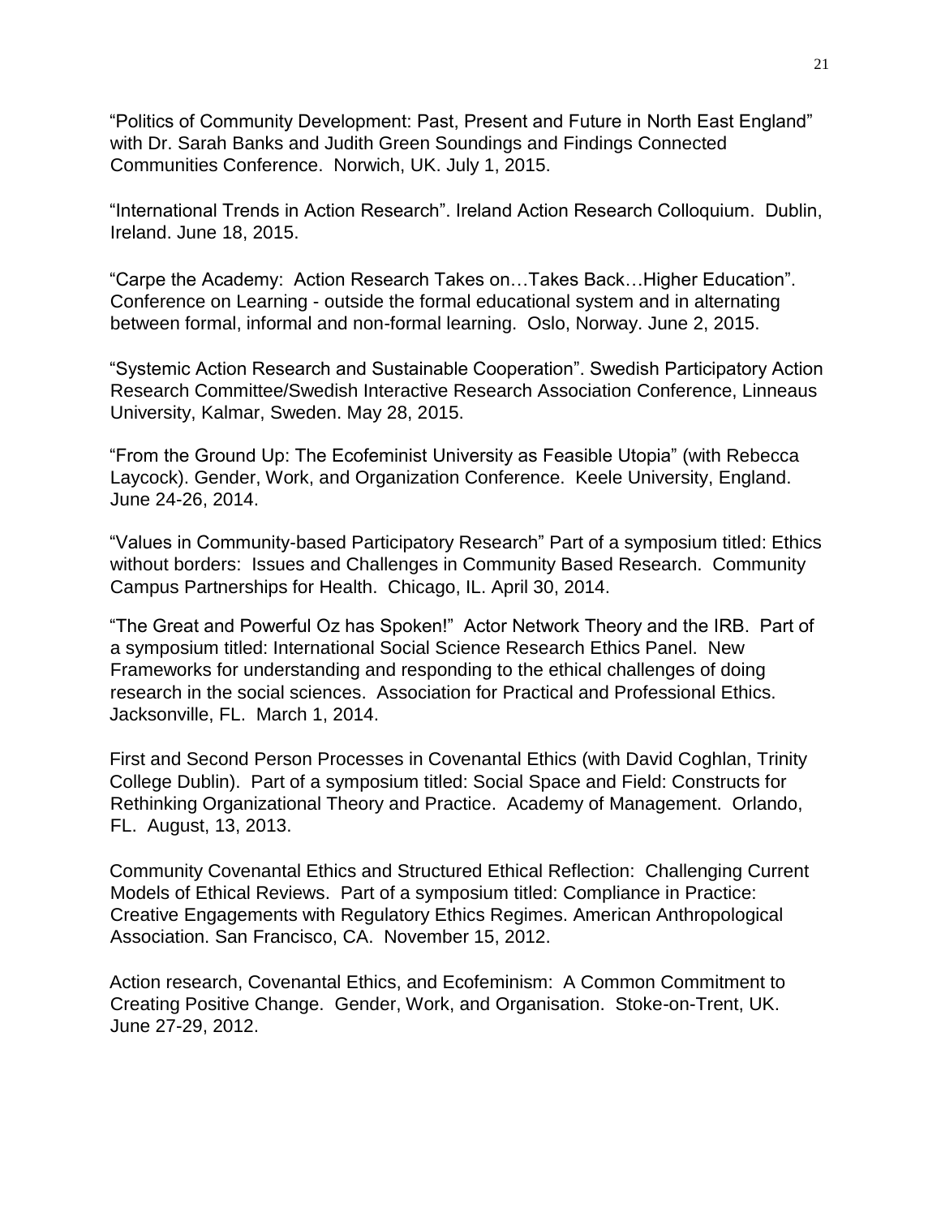"Politics of Community Development: Past, Present and Future in North East England" with Dr. Sarah Banks and Judith Green Soundings and Findings Connected Communities Conference. Norwich, UK. July 1, 2015.

"International Trends in Action Research". Ireland Action Research Colloquium. Dublin, Ireland. June 18, 2015.

"Carpe the Academy: Action Research Takes on…Takes Back…Higher Education". Conference on Learning - outside the formal educational system and in alternating between formal, informal and non-formal learning. Oslo, Norway. June 2, 2015.

"Systemic Action Research and Sustainable Cooperation". Swedish Participatory Action Research Committee/Swedish Interactive Research Association Conference, Linneaus University, Kalmar, Sweden. May 28, 2015.

"From the Ground Up: The Ecofeminist University as Feasible Utopia" (with Rebecca Laycock). Gender, Work, and Organization Conference. Keele University, England. June 24-26, 2014.

"Values in Community-based Participatory Research" Part of a symposium titled: Ethics without borders: Issues and Challenges in Community Based Research. Community Campus Partnerships for Health. Chicago, IL. April 30, 2014.

"The Great and Powerful Oz has Spoken!" Actor Network Theory and the IRB. Part of a symposium titled: International Social Science Research Ethics Panel. New Frameworks for understanding and responding to the ethical challenges of doing research in the social sciences. Association for Practical and Professional Ethics. Jacksonville, FL. March 1, 2014.

First and Second Person Processes in Covenantal Ethics (with David Coghlan, Trinity College Dublin). Part of a symposium titled: Social Space and Field: Constructs for Rethinking Organizational Theory and Practice. Academy of Management. Orlando, FL. August, 13, 2013.

Community Covenantal Ethics and Structured Ethical Reflection: Challenging Current Models of Ethical Reviews. Part of a symposium titled: Compliance in Practice: Creative Engagements with Regulatory Ethics Regimes. American Anthropological Association. San Francisco, CA. November 15, 2012.

Action research, Covenantal Ethics, and Ecofeminism: A Common Commitment to Creating Positive Change. Gender, Work, and Organisation. Stoke-on-Trent, UK. June 27-29, 2012.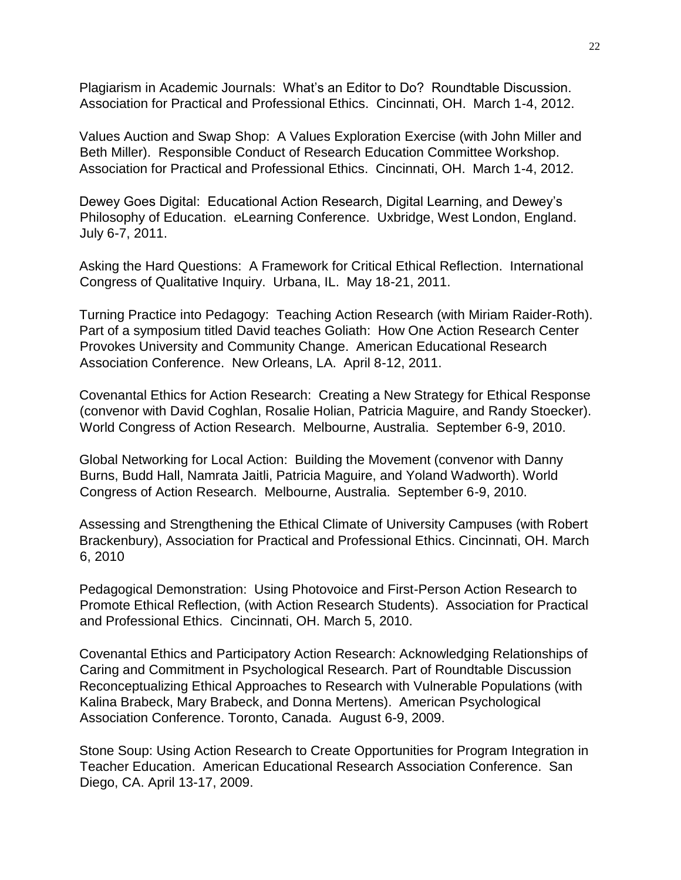Plagiarism in Academic Journals: What's an Editor to Do? Roundtable Discussion. Association for Practical and Professional Ethics. Cincinnati, OH. March 1-4, 2012.

Values Auction and Swap Shop: A Values Exploration Exercise (with John Miller and Beth Miller). Responsible Conduct of Research Education Committee Workshop. Association for Practical and Professional Ethics. Cincinnati, OH. March 1-4, 2012.

Dewey Goes Digital: Educational Action Research, Digital Learning, and Dewey's Philosophy of Education. eLearning Conference. Uxbridge, West London, England. July 6-7, 2011.

Asking the Hard Questions: A Framework for Critical Ethical Reflection. International Congress of Qualitative Inquiry. Urbana, IL. May 18-21, 2011.

Turning Practice into Pedagogy: Teaching Action Research (with Miriam Raider-Roth). Part of a symposium titled David teaches Goliath: How One Action Research Center Provokes University and Community Change. American Educational Research Association Conference. New Orleans, LA. April 8-12, 2011.

Covenantal Ethics for Action Research: Creating a New Strategy for Ethical Response (convenor with David Coghlan, Rosalie Holian, Patricia Maguire, and Randy Stoecker). World Congress of Action Research. Melbourne, Australia. September 6-9, 2010.

Global Networking for Local Action: Building the Movement (convenor with Danny Burns, Budd Hall, Namrata Jaitli, Patricia Maguire, and Yoland Wadworth). World Congress of Action Research. Melbourne, Australia. September 6-9, 2010.

Assessing and Strengthening the Ethical Climate of University Campuses (with Robert Brackenbury), Association for Practical and Professional Ethics. Cincinnati, OH. March 6, 2010

Pedagogical Demonstration: Using Photovoice and First-Person Action Research to Promote Ethical Reflection, (with Action Research Students). Association for Practical and Professional Ethics. Cincinnati, OH. March 5, 2010.

Covenantal Ethics and Participatory Action Research: Acknowledging Relationships of Caring and Commitment in Psychological Research. Part of Roundtable Discussion Reconceptualizing Ethical Approaches to Research with Vulnerable Populations (with Kalina Brabeck, Mary Brabeck, and Donna Mertens). American Psychological Association Conference. Toronto, Canada. August 6-9, 2009.

Stone Soup: Using Action Research to Create Opportunities for Program Integration in Teacher Education. American Educational Research Association Conference. San Diego, CA. April 13-17, 2009.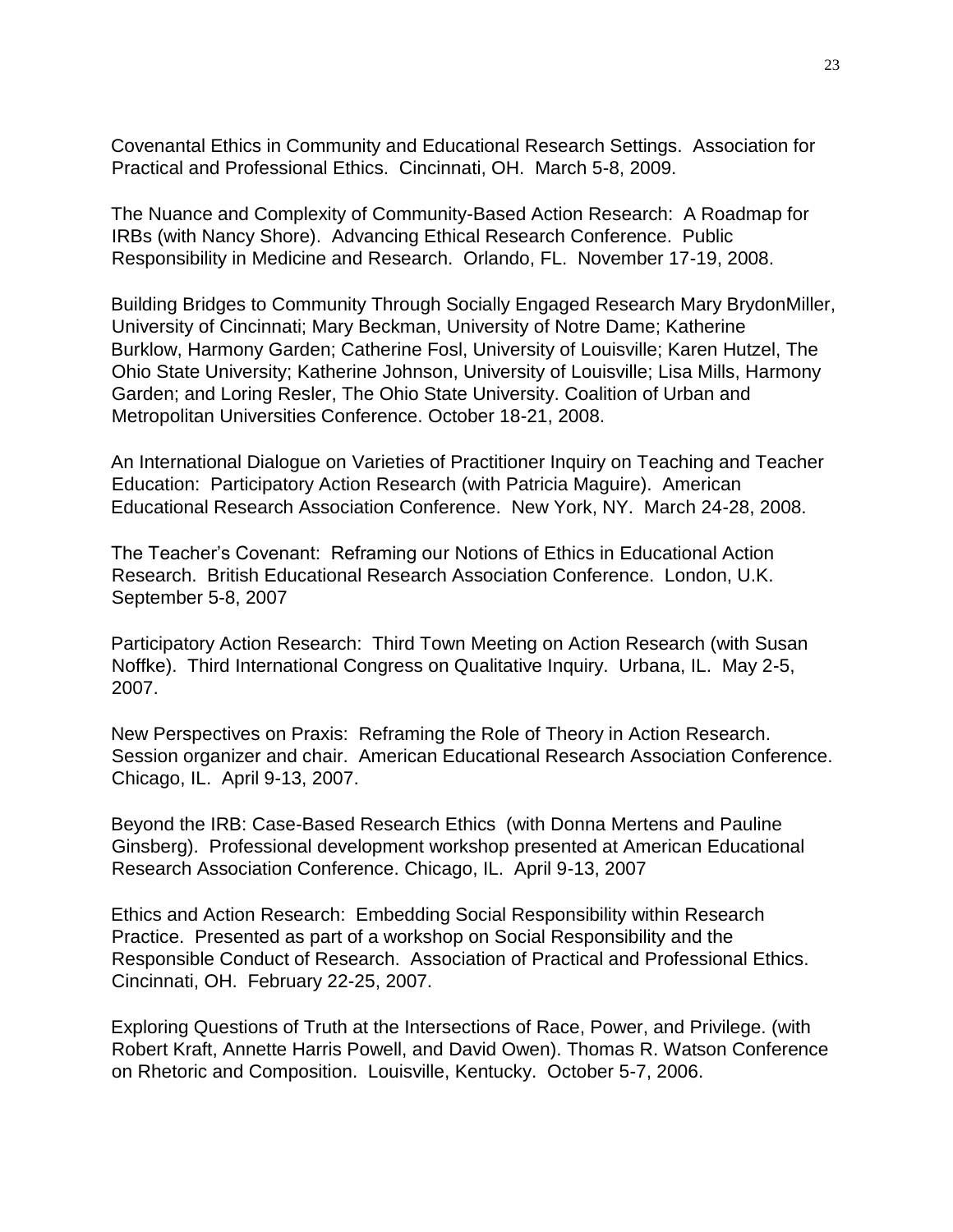Covenantal Ethics in Community and Educational Research Settings. Association for Practical and Professional Ethics. Cincinnati, OH. March 5-8, 2009.

The Nuance and Complexity of Community-Based Action Research: A Roadmap for IRBs (with Nancy Shore). Advancing Ethical Research Conference. Public Responsibility in Medicine and Research. Orlando, FL. November 17-19, 2008.

Building Bridges to Community Through Socially Engaged Research Mary BrydonMiller, University of Cincinnati; Mary Beckman, University of Notre Dame; Katherine Burklow, Harmony Garden; Catherine Fosl, University of Louisville; Karen Hutzel, The Ohio State University; Katherine Johnson, University of Louisville; Lisa Mills, Harmony Garden; and Loring Resler, The Ohio State University. Coalition of Urban and Metropolitan Universities Conference. October 18-21, 2008.

An International Dialogue on Varieties of Practitioner Inquiry on Teaching and Teacher Education: Participatory Action Research (with Patricia Maguire). American Educational Research Association Conference. New York, NY. March 24-28, 2008.

The Teacher's Covenant: Reframing our Notions of Ethics in Educational Action Research. British Educational Research Association Conference. London, U.K. September 5-8, 2007

Participatory Action Research: Third Town Meeting on Action Research (with Susan Noffke). Third International Congress on Qualitative Inquiry. Urbana, IL. May 2-5, 2007.

New Perspectives on Praxis: Reframing the Role of Theory in Action Research. Session organizer and chair. American Educational Research Association Conference. Chicago, IL. April 9-13, 2007.

Beyond the IRB: Case-Based Research Ethics (with Donna Mertens and Pauline Ginsberg). Professional development workshop presented at American Educational Research Association Conference. Chicago, IL. April 9-13, 2007

Ethics and Action Research: Embedding Social Responsibility within Research Practice. Presented as part of a workshop on Social Responsibility and the Responsible Conduct of Research. Association of Practical and Professional Ethics. Cincinnati, OH. February 22-25, 2007.

Exploring Questions of Truth at the Intersections of Race, Power, and Privilege. (with Robert Kraft, Annette Harris Powell, and David Owen). Thomas R. Watson Conference on Rhetoric and Composition. Louisville, Kentucky. October 5-7, 2006.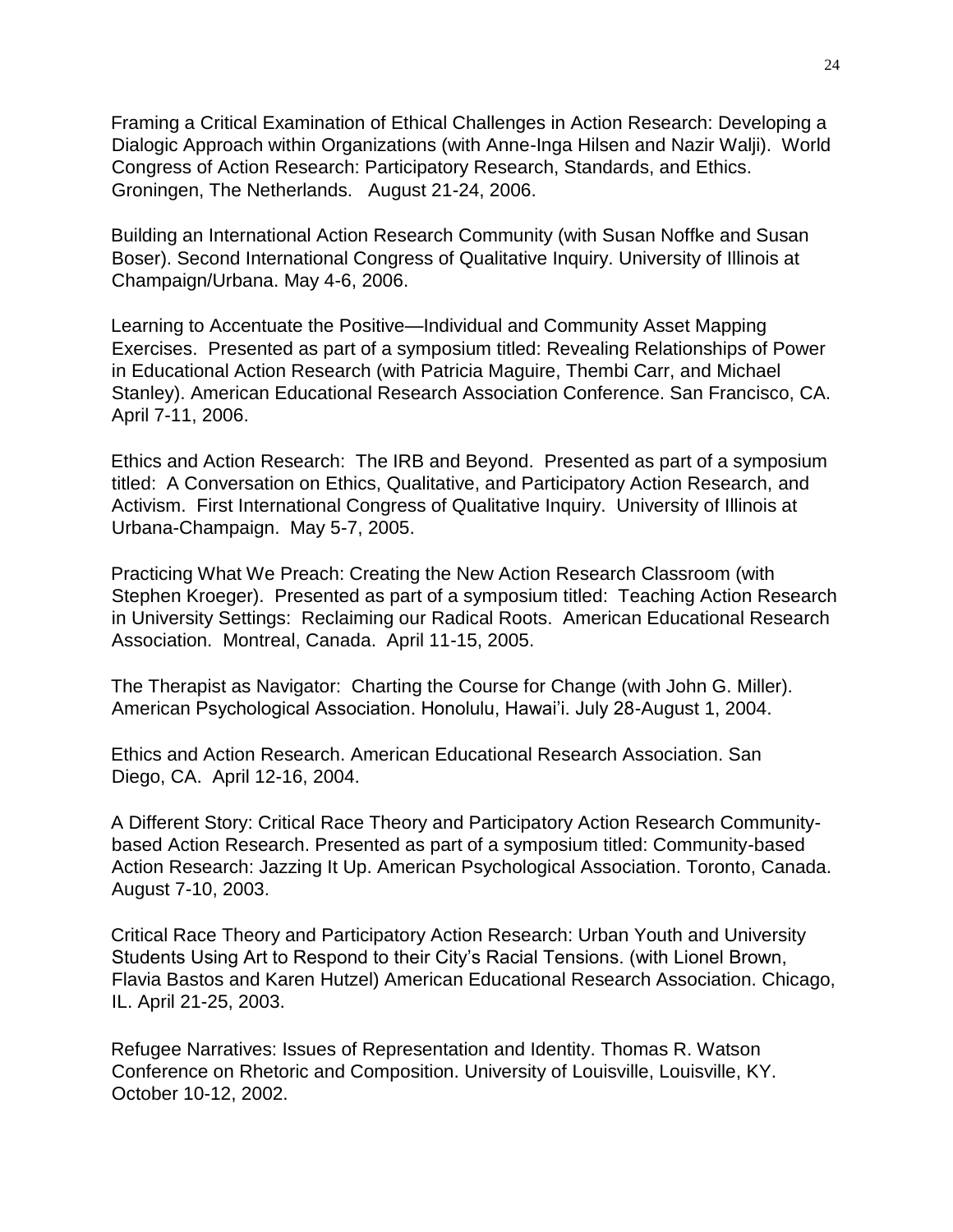Framing a Critical Examination of Ethical Challenges in Action Research: Developing a Dialogic Approach within Organizations (with Anne-Inga Hilsen and Nazir Walji). World Congress of Action Research: Participatory Research, Standards, and Ethics. Groningen, The Netherlands. August 21-24, 2006.

Building an International Action Research Community (with Susan Noffke and Susan Boser). Second International Congress of Qualitative Inquiry. University of Illinois at Champaign/Urbana. May 4-6, 2006.

Learning to Accentuate the Positive—Individual and Community Asset Mapping Exercises. Presented as part of a symposium titled: Revealing Relationships of Power in Educational Action Research (with Patricia Maguire, Thembi Carr, and Michael Stanley). American Educational Research Association Conference. San Francisco, CA. April 7-11, 2006.

Ethics and Action Research: The IRB and Beyond. Presented as part of a symposium titled: A Conversation on Ethics, Qualitative, and Participatory Action Research, and Activism. First International Congress of Qualitative Inquiry. University of Illinois at Urbana-Champaign. May 5-7, 2005.

Practicing What We Preach: Creating the New Action Research Classroom (with Stephen Kroeger). Presented as part of a symposium titled: Teaching Action Research in University Settings: Reclaiming our Radical Roots. American Educational Research Association. Montreal, Canada. April 11-15, 2005.

The Therapist as Navigator: Charting the Course for Change (with John G. Miller). American Psychological Association. Honolulu, Hawai'i. July 28-August 1, 2004.

Ethics and Action Research. American Educational Research Association. San Diego, CA. April 12-16, 2004.

A Different Story: Critical Race Theory and Participatory Action Research Community-based Action Research. Presented as part of a symposium titled: Community-based Action Research: Jazzing It Up. American Psychological Association. Toronto, Canada. August 7-10, 2003.

Critical Race Theory and Participatory Action Research: Urban Youth and University Students Using Art to Respond to their City's Racial Tensions. (with Lionel Brown, Flavia Bastos and Karen Hutzel) American Educational Research Association. Chicago, IL. April 21-25, 2003.

Refugee Narratives: Issues of Representation and Identity. Thomas R. Watson Conference on Rhetoric and Composition. University of Louisville, Louisville, KY. October 10-12, 2002.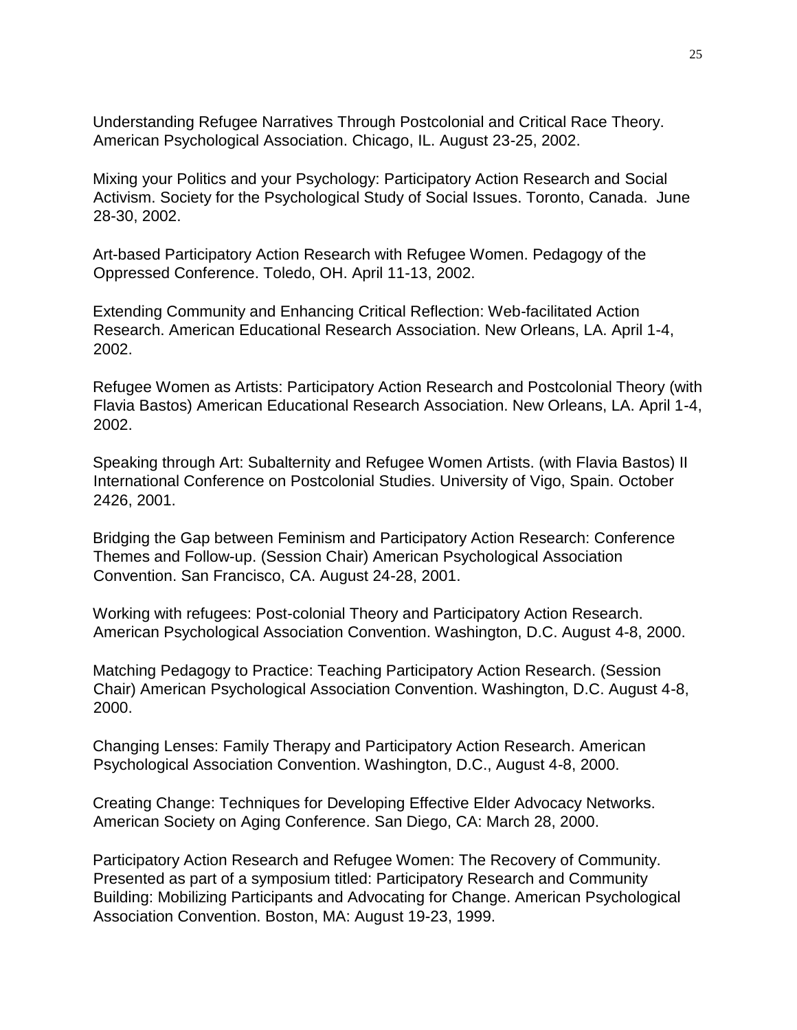Understanding Refugee Narratives Through Postcolonial and Critical Race Theory. American Psychological Association. Chicago, IL. August 23-25, 2002.

Mixing your Politics and your Psychology: Participatory Action Research and Social Activism. Society for the Psychological Study of Social Issues. Toronto, Canada. June 28-30, 2002.

Art-based Participatory Action Research with Refugee Women. Pedagogy of the Oppressed Conference. Toledo, OH. April 11-13, 2002.

Extending Community and Enhancing Critical Reflection: Web-facilitated Action Research. American Educational Research Association. New Orleans, LA. April 1-4, 2002.

Refugee Women as Artists: Participatory Action Research and Postcolonial Theory (with Flavia Bastos) American Educational Research Association. New Orleans, LA. April 1-4, 2002.

Speaking through Art: Subalternity and Refugee Women Artists. (with Flavia Bastos) II International Conference on Postcolonial Studies. University of Vigo, Spain. October 2426, 2001.

Bridging the Gap between Feminism and Participatory Action Research: Conference Themes and Follow-up. (Session Chair) American Psychological Association Convention. San Francisco, CA. August 24-28, 2001.

Working with refugees: Post-colonial Theory and Participatory Action Research. American Psychological Association Convention. Washington, D.C. August 4-8, 2000.

Matching Pedagogy to Practice: Teaching Participatory Action Research. (Session Chair) American Psychological Association Convention. Washington, D.C. August 4-8, 2000.

Changing Lenses: Family Therapy and Participatory Action Research. American Psychological Association Convention. Washington, D.C., August 4-8, 2000.

Creating Change: Techniques for Developing Effective Elder Advocacy Networks. American Society on Aging Conference. San Diego, CA: March 28, 2000.

Participatory Action Research and Refugee Women: The Recovery of Community. Presented as part of a symposium titled: Participatory Research and Community Building: Mobilizing Participants and Advocating for Change. American Psychological Association Convention. Boston, MA: August 19-23, 1999.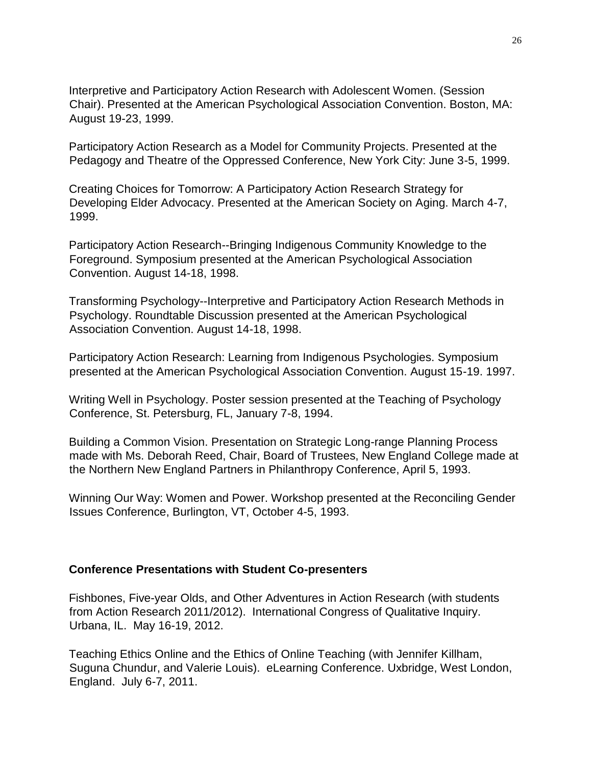Interpretive and Participatory Action Research with Adolescent Women. (Session Chair). Presented at the American Psychological Association Convention. Boston, MA: August 19-23, 1999.

Participatory Action Research as a Model for Community Projects. Presented at the Pedagogy and Theatre of the Oppressed Conference, New York City: June 3-5, 1999.

Creating Choices for Tomorrow: A Participatory Action Research Strategy for Developing Elder Advocacy. Presented at the American Society on Aging. March 4-7, 1999.

Participatory Action Research--Bringing Indigenous Community Knowledge to the Foreground. Symposium presented at the American Psychological Association Convention. August 14-18, 1998.

Transforming Psychology--Interpretive and Participatory Action Research Methods in Psychology. Roundtable Discussion presented at the American Psychological Association Convention. August 14-18, 1998.

Participatory Action Research: Learning from Indigenous Psychologies. Symposium presented at the American Psychological Association Convention. August 15-19. 1997.

Writing Well in Psychology. Poster session presented at the Teaching of Psychology Conference, St. Petersburg, FL, January 7-8, 1994.

Building a Common Vision. Presentation on Strategic Long-range Planning Process made with Ms. Deborah Reed, Chair, Board of Trustees, New England College made at the Northern New England Partners in Philanthropy Conference, April 5, 1993.

Winning Our Way: Women and Power. Workshop presented at the Reconciling Gender Issues Conference, Burlington, VT, October 4-5, 1993.

**Conference Presentations with Student Co-presenters**

Fishbones, Five-year Olds, and Other Adventures in Action Research (with students from Action Research 2011/2012). International Congress of Qualitative Inquiry. Urbana, IL. May 16-19, 2012.

Teaching Ethics Online and the Ethics of Online Teaching (with Jennifer Killham, Suguna Chundur, and Valerie Louis). eLearning Conference. Uxbridge, West London, England. July 6-7, 2011.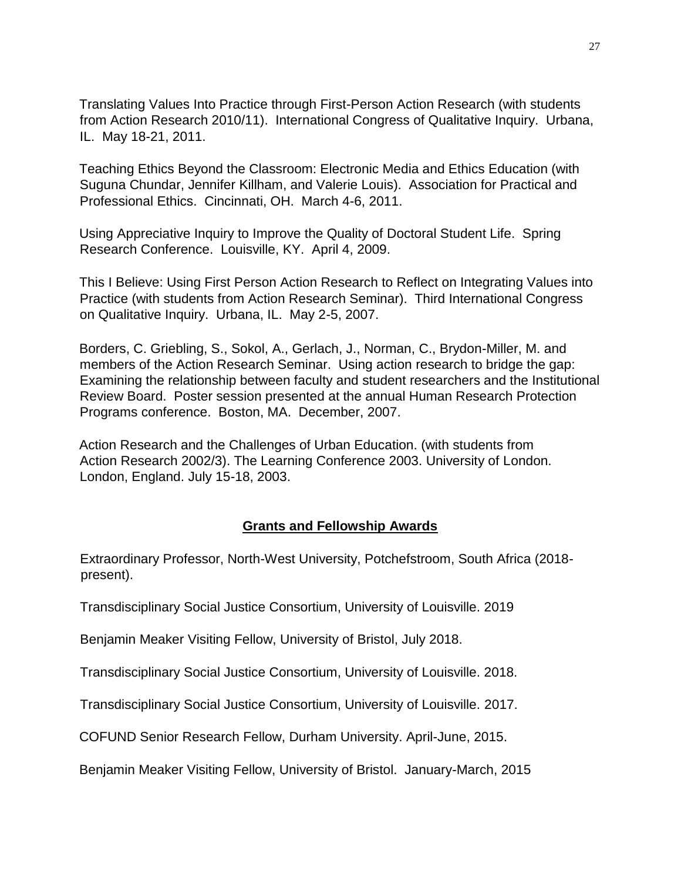Translating Values Into Practice through First-Person Action Research (with students from Action Research 2010/11). International Congress of Qualitative Inquiry. Urbana, IL. May 18-21, 2011.

Teaching Ethics Beyond the Classroom: Electronic Media and Ethics Education (with Suguna Chundar, Jennifer Killham, and Valerie Louis). Association for Practical and Professional Ethics. Cincinnati, OH. March 4-6, 2011.

Using Appreciative Inquiry to Improve the Quality of Doctoral Student Life. Spring Research Conference. Louisville, KY. April 4, 2009.

This I Believe: Using First Person Action Research to Reflect on Integrating Values into Practice (with students from Action Research Seminar). Third International Congress on Qualitative Inquiry. Urbana, IL. May 2-5, 2007.

Borders, C. Griebling, S., Sokol, A., Gerlach, J., Norman, C., Brydon-Miller, M. and members of the Action Research Seminar. Using action research to bridge the gap: Examining the relationship between faculty and student researchers and the Institutional Review Board. Poster session presented at the annual Human Research Protection Programs conference. Boston, MA. December, 2007.

Action Research and the Challenges of Urban Education. (with students from Action Research 2002/3). The Learning Conference 2003. University of London. London, England. July 15-18, 2003.

## Grants and Fellowship Awards

Extraordinary Professor, North-West University, Potchefstroom, South Africa (2018-present).

Transdisciplinary Social Justice Consortium, University of Louisville. 2019

Benjamin Meaker Visiting Fellow, University of Bristol, July 2018.

Transdisciplinary Social Justice Consortium, University of Louisville. 2018.

Transdisciplinary Social Justice Consortium, University of Louisville. 2017.

COFUND Senior Research Fellow, Durham University. April-June, 2015.

Benjamin Meaker Visiting Fellow, University of Bristol. January-March, 2015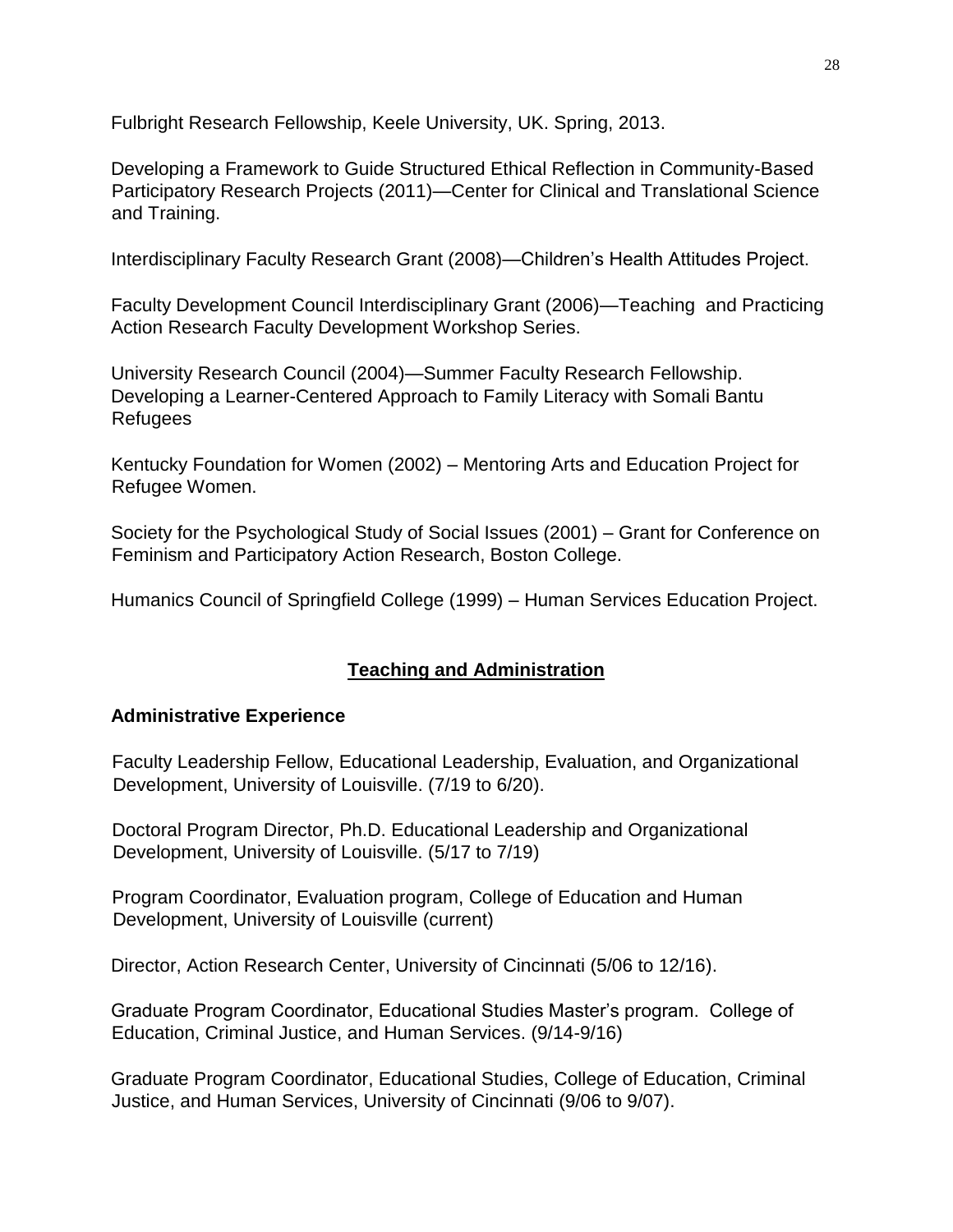Fulbright Research Fellowship, Keele University, UK. Spring, 2013.

Developing a Framework to Guide Structured Ethical Reflection in Community-Based Participatory Research Projects (2011)—Center for Clinical and Translational Science and Training.

Interdisciplinary Faculty Research Grant (2008)—Children's Health Attitudes Project.

Faculty Development Council Interdisciplinary Grant (2006)—Teaching and Practicing Action Research Faculty Development Workshop Series.

University Research Council (2004)—Summer Faculty Research Fellowship. Developing a Learner-Centered Approach to Family Literacy with Somali Bantu Refugees

Kentucky Foundation for Women (2002) – Mentoring Arts and Education Project for Refugee Women.

Society for the Psychological Study of Social Issues (2001) – Grant for Conference on Feminism and Participatory Action Research, Boston College.

Humanics Council of Springfield College (1999) – Human Services Education Project.

## Teaching and Administration

### Administrative Experience

Faculty Leadership Fellow, Educational Leadership, Evaluation, and Organizational Development, University of Louisville. (7/19 to 6/20).

Doctoral Program Director, Ph.D. Educational Leadership and Organizational Development, University of Louisville. (5/17 to 7/19)

Program Coordinator, Evaluation program, College of Education and Human Development, University of Louisville (current)

Director, Action Research Center, University of Cincinnati (5/06 to 12/16).

Graduate Program Coordinator, Educational Studies Master's program. College of Education, Criminal Justice, and Human Services. (9/14-9/16)

Graduate Program Coordinator, Educational Studies, College of Education, Criminal Justice, and Human Services, University of Cincinnati (9/06 to 9/07).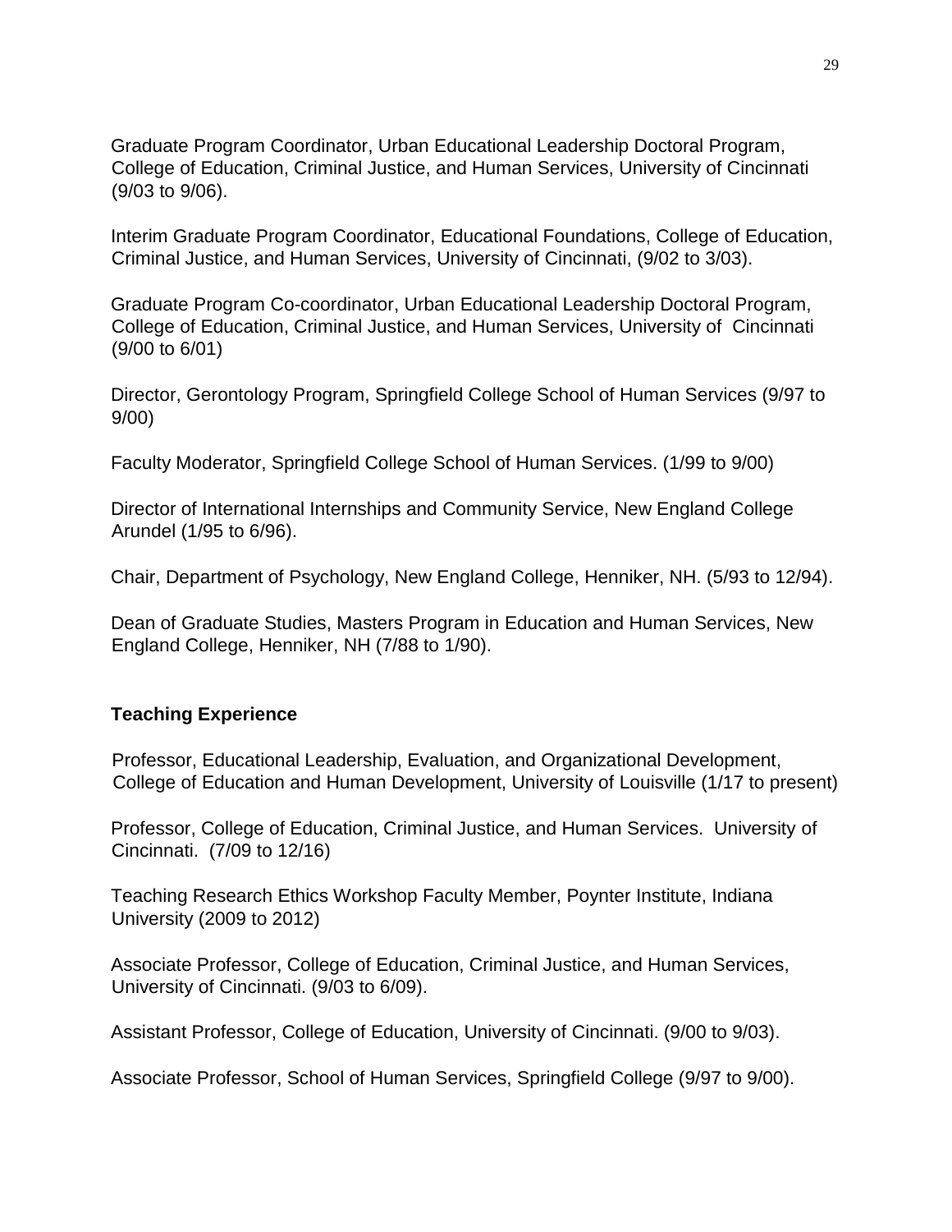Graduate Program Coordinator, Urban Educational Leadership Doctoral Program, College of Education, Criminal Justice, and Human Services, University of Cincinnati (9/03 to 9/06).

Interim Graduate Program Coordinator, Educational Foundations, College of Education, Criminal Justice, and Human Services, University of Cincinnati, (9/02 to 3/03).

Graduate Program Co-coordinator, Urban Educational Leadership Doctoral Program, College of Education, Criminal Justice, and Human Services, University of Cincinnati (9/00 to 6/01)

Director, Gerontology Program, Springfield College School of Human Services (9/97 to 9/00)

Faculty Moderator, Springfield College School of Human Services. (1/99 to 9/00)

Director of International Internships and Community Service, New England College Arundel (1/95 to 6/96).

Chair, Department of Psychology, New England College, Henniker, NH. (5/93 to 12/94).

Dean of Graduate Studies, Masters Program in Education and Human Services, New England College, Henniker, NH (7/88 to 1/90).

**Teaching Experience**

Professor, Educational Leadership, Evaluation, and Organizational Development, College of Education and Human Development, University of Louisville (1/17 to present)

Professor, College of Education, Criminal Justice, and Human Services. University of Cincinnati. (7/09 to 12/16)

Teaching Research Ethics Workshop Faculty Member, Poynter Institute, Indiana University (2009 to 2012)

Associate Professor, College of Education, Criminal Justice, and Human Services, University of Cincinnati. (9/03 to 6/09).

Assistant Professor, College of Education, University of Cincinnati. (9/00 to 9/03).

Associate Professor, School of Human Services, Springfield College (9/97 to 9/00).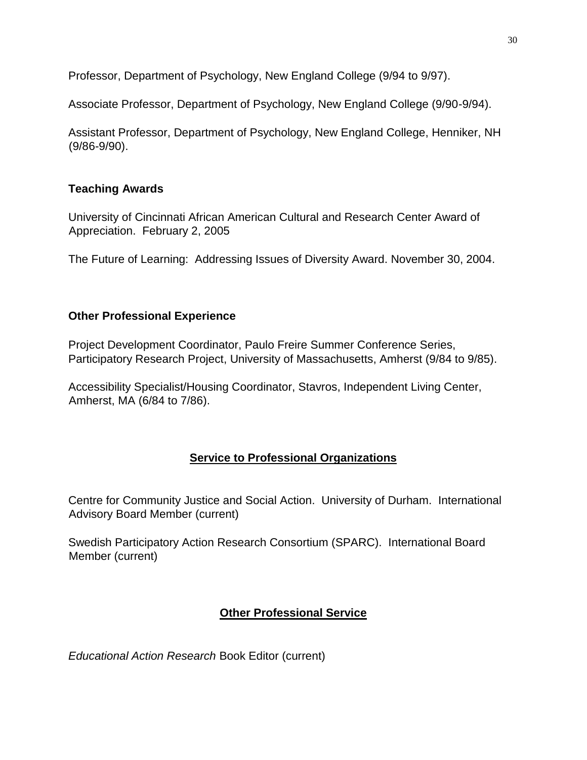Professor, Department of Psychology, New England College (9/94 to 9/97).

Associate Professor, Department of Psychology, New England College (9/90-9/94).

Assistant Professor, Department of Psychology, New England College, Henniker, NH (9/86-9/90).

### Teaching Awards

University of Cincinnati African American Cultural and Research Center Award of Appreciation. February 2, 2005

The Future of Learning: Addressing Issues of Diversity Award. November 30, 2004.

### Other Professional Experience

Project Development Coordinator, Paulo Freire Summer Conference Series, Participatory Research Project, University of Massachusetts, Amherst (9/84 to 9/85).

Accessibility Specialist/Housing Coordinator, Stavros, Independent Living Center, Amherst, MA (6/84 to 7/86).

## Service to Professional Organizations

Centre for Community Justice and Social Action. University of Durham. International Advisory Board Member (current)

Swedish Participatory Action Research Consortium (SPARC). International Board Member (current)

## Other Professional Service

*Educational Action Research* Book Editor (current)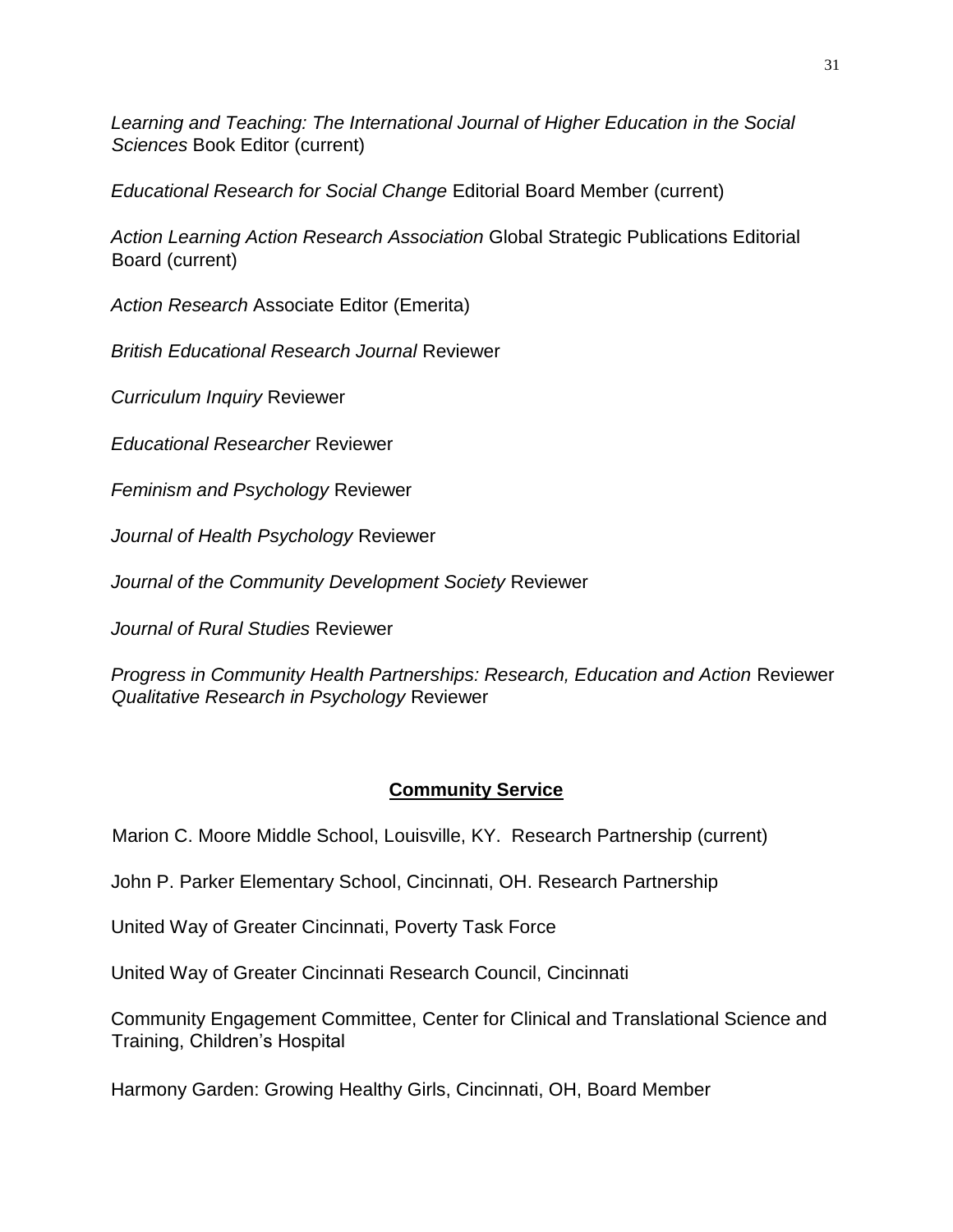*Learning and Teaching: The International Journal of Higher Education in the Social Sciences* Book Editor (current)

*Educational Research for Social Change* Editorial Board Member (current)

*Action Learning Action Research Association* Global Strategic Publications Editorial Board (current)

*Action Research* Associate Editor (Emerita)

*British Educational Research Journal* Reviewer

*Curriculum Inquiry* Reviewer

*Educational Researcher* Reviewer

*Feminism and Psychology* Reviewer

*Journal of Health Psychology* Reviewer

*Journal of the Community Development Society* Reviewer

*Journal of Rural Studies* Reviewer

*Progress in Community Health Partnerships: Research, Education and Action* Reviewer
*Qualitative Research in Psychology* Reviewer

## **Community Service**

Marion C. Moore Middle School, Louisville, KY. Research Partnership (current)

John P. Parker Elementary School, Cincinnati, OH. Research Partnership

United Way of Greater Cincinnati, Poverty Task Force

United Way of Greater Cincinnati Research Council, Cincinnati

Community Engagement Committee, Center for Clinical and Translational Science and Training, Children's Hospital

Harmony Garden: Growing Healthy Girls, Cincinnati, OH, Board Member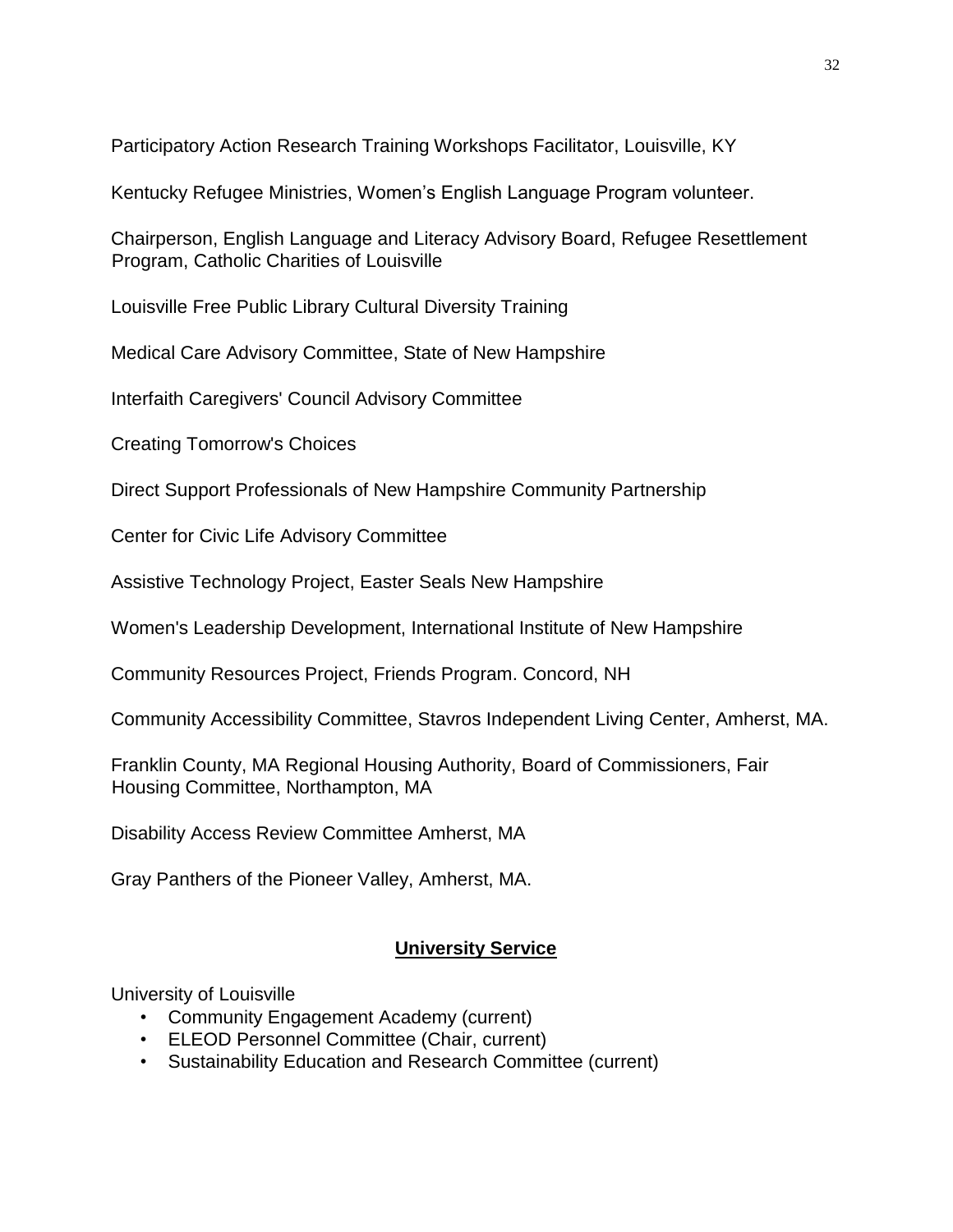Participatory Action Research Training Workshops Facilitator, Louisville, KY

Kentucky Refugee Ministries, Women's English Language Program volunteer.

Chairperson, English Language and Literacy Advisory Board, Refugee Resettlement Program, Catholic Charities of Louisville

Louisville Free Public Library Cultural Diversity Training

Medical Care Advisory Committee, State of New Hampshire

Interfaith Caregivers' Council Advisory Committee

Creating Tomorrow's Choices

Direct Support Professionals of New Hampshire Community Partnership

Center for Civic Life Advisory Committee

Assistive Technology Project, Easter Seals New Hampshire

Women's Leadership Development, International Institute of New Hampshire

Community Resources Project, Friends Program. Concord, NH

Community Accessibility Committee, Stavros Independent Living Center, Amherst, MA.

Franklin County, MA Regional Housing Authority, Board of Commissioners, Fair Housing Committee, Northampton, MA

Disability Access Review Committee Amherst, MA

Gray Panthers of the Pioneer Valley, Amherst, MA.

## **University Service**

University of Louisville

- Community Engagement Academy (current)
- ELEOD Personnel Committee (Chair, current)
- Sustainability Education and Research Committee (current)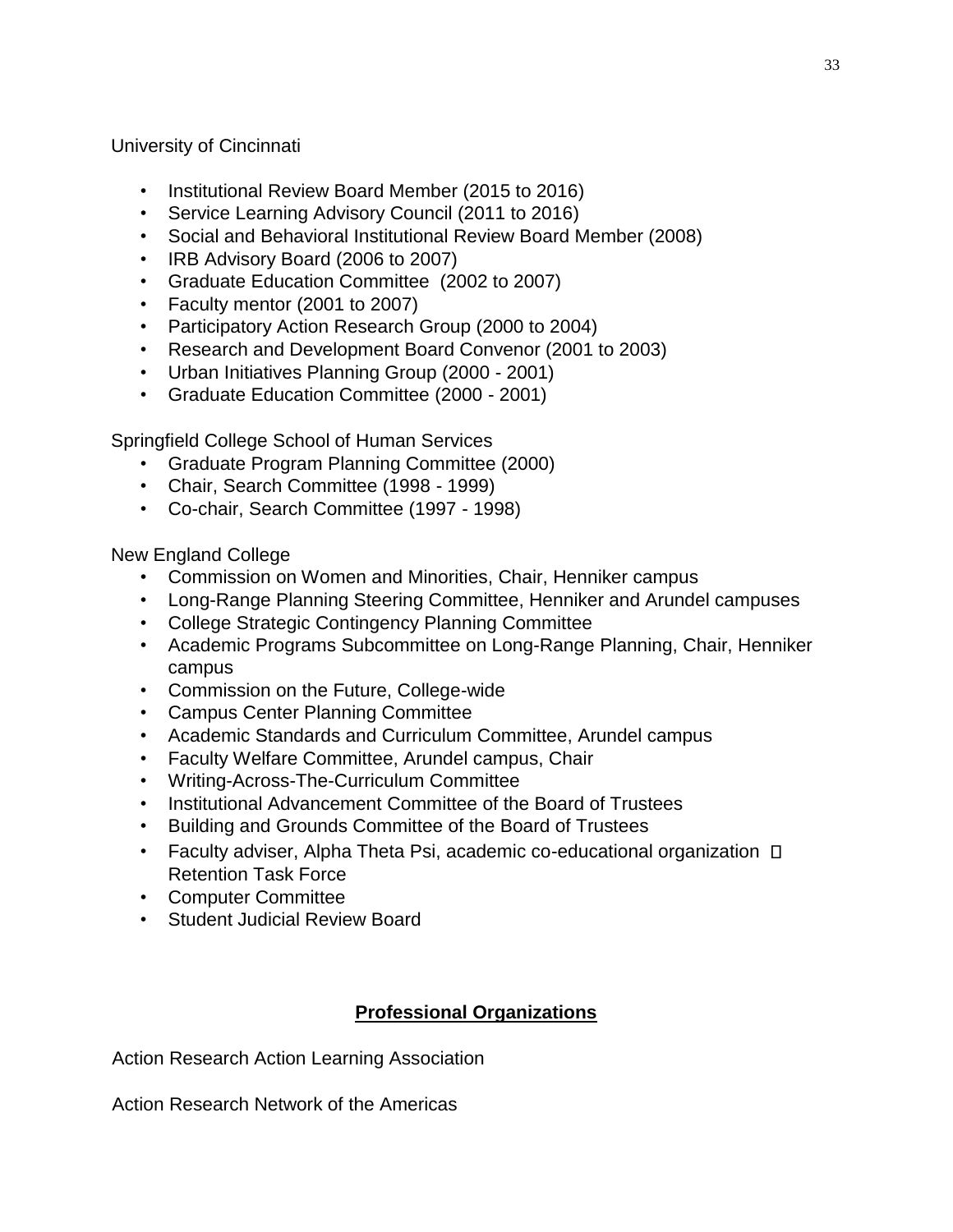University of Cincinnati

- Institutional Review Board Member (2015 to 2016)
- Service Learning Advisory Council (2011 to 2016)
- Social and Behavioral Institutional Review Board Member (2008)
- IRB Advisory Board (2006 to 2007)
- Graduate Education Committee (2002 to 2007)
- Faculty mentor (2001 to 2007)
- Participatory Action Research Group (2000 to 2004)
- Research and Development Board Convenor (2001 to 2003)
- Urban Initiatives Planning Group (2000 - 2001)
- Graduate Education Committee (2000 - 2001)

Springfield College School of Human Services

- Graduate Program Planning Committee (2000)
- Chair, Search Committee (1998 - 1999)
- Co-chair, Search Committee (1997 - 1998)

New England College

- Commission on Women and Minorities, Chair, Henniker campus
- Long-Range Planning Steering Committee, Henniker and Arundel campuses
- College Strategic Contingency Planning Committee
- Academic Programs Subcommittee on Long-Range Planning, Chair, Henniker campus
- Commission on the Future, College-wide
- Campus Center Planning Committee
- Academic Standards and Curriculum Committee, Arundel campus
- Faculty Welfare Committee, Arundel campus, Chair
- Writing-Across-The-Curriculum Committee
- Institutional Advancement Committee of the Board of Trustees
- Building and Grounds Committee of the Board of Trustees
- Faculty adviser, Alpha Theta Psi, academic co-educational organization  Retention Task Force
- Computer Committee
- Student Judicial Review Board

## Professional Organizations

Action Research Action Learning Association

Action Research Network of the Americas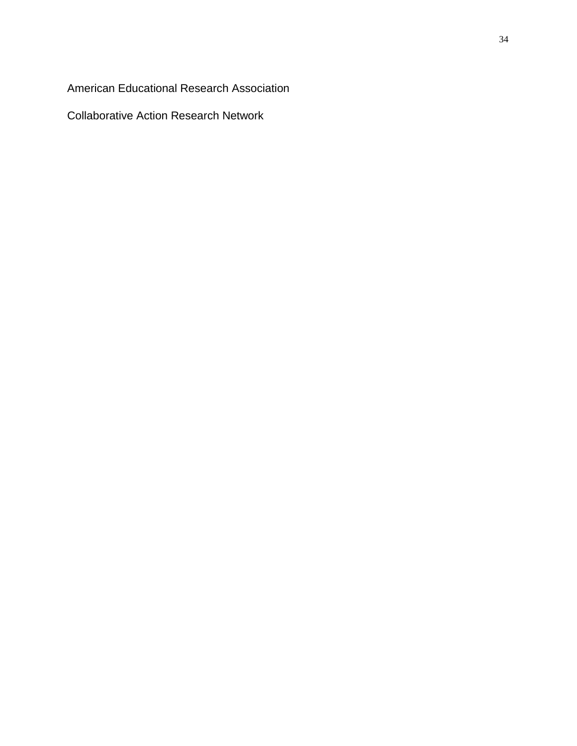American Educational Research Association

Collaborative Action Research Network